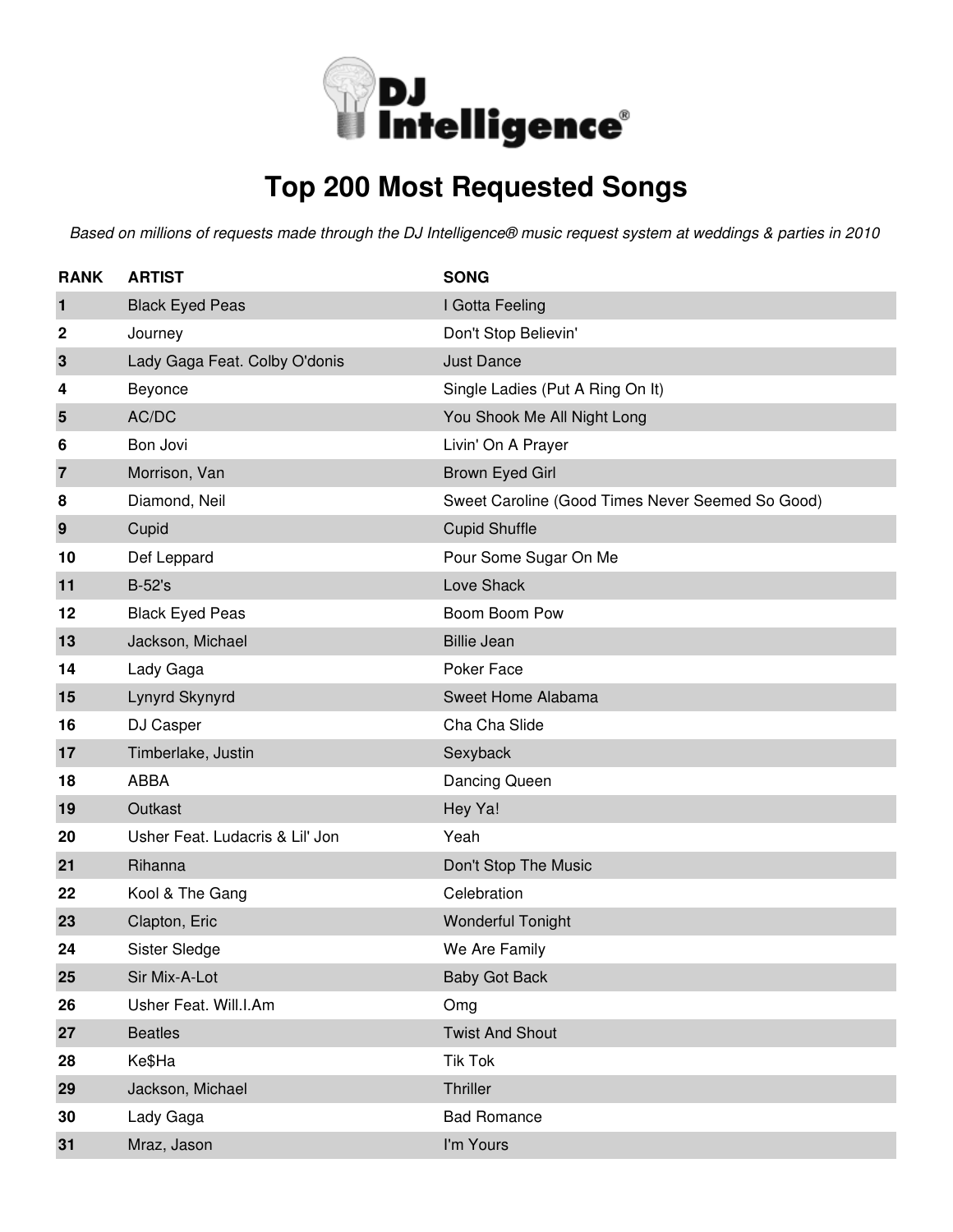DJ Intelligence®

# Top 200 Most Requested Songs

*Based on millions of requests made through the DJ Intelligence® music request system at weddings & parties in 2010*

| RANK | ARTIST | SONG |
|---|---|---|
| 1 | Black Eyed Peas | I Gotta Feeling |
| 2 | Journey | Don't Stop Believin' |
| 3 | Lady Gaga Feat. Colby O'donis | Just Dance |
| 4 | Beyonce | Single Ladies (Put A Ring On It) |
| 5 | AC/DC | You Shook Me All Night Long |
| 6 | Bon Jovi | Livin' On A Prayer |
| 7 | Morrison, Van | Brown Eyed Girl |
| 8 | Diamond, Neil | Sweet Caroline (Good Times Never Seemed So Good) |
| 9 | Cupid | Cupid Shuffle |
| 10 | Def Leppard | Pour Some Sugar On Me |
| 11 | B-52's | Love Shack |
| 12 | Black Eyed Peas | Boom Boom Pow |
| 13 | Jackson, Michael | Billie Jean |
| 14 | Lady Gaga | Poker Face |
| 15 | Lynyrd Skynyrd | Sweet Home Alabama |
| 16 | DJ Casper | Cha Cha Slide |
| 17 | Timberlake, Justin | Sexyback |
| 18 | ABBA | Dancing Queen |
| 19 | Outkast | Hey Ya! |
| 20 | Usher Feat. Ludacris & Lil' Jon | Yeah |
| 21 | Rihanna | Don't Stop The Music |
| 22 | Kool & The Gang | Celebration |
| 23 | Clapton, Eric | Wonderful Tonight |
| 24 | Sister Sledge | We Are Family |
| 25 | Sir Mix-A-Lot | Baby Got Back |
| 26 | Usher Feat. Will.I.Am | Omg |
| 27 | Beatles | Twist And Shout |
| 28 | Ke$Ha | Tik Tok |
| 29 | Jackson, Michael | Thriller |
| 30 | Lady Gaga | Bad Romance |
| 31 | Mraz, Jason | I'm Yours |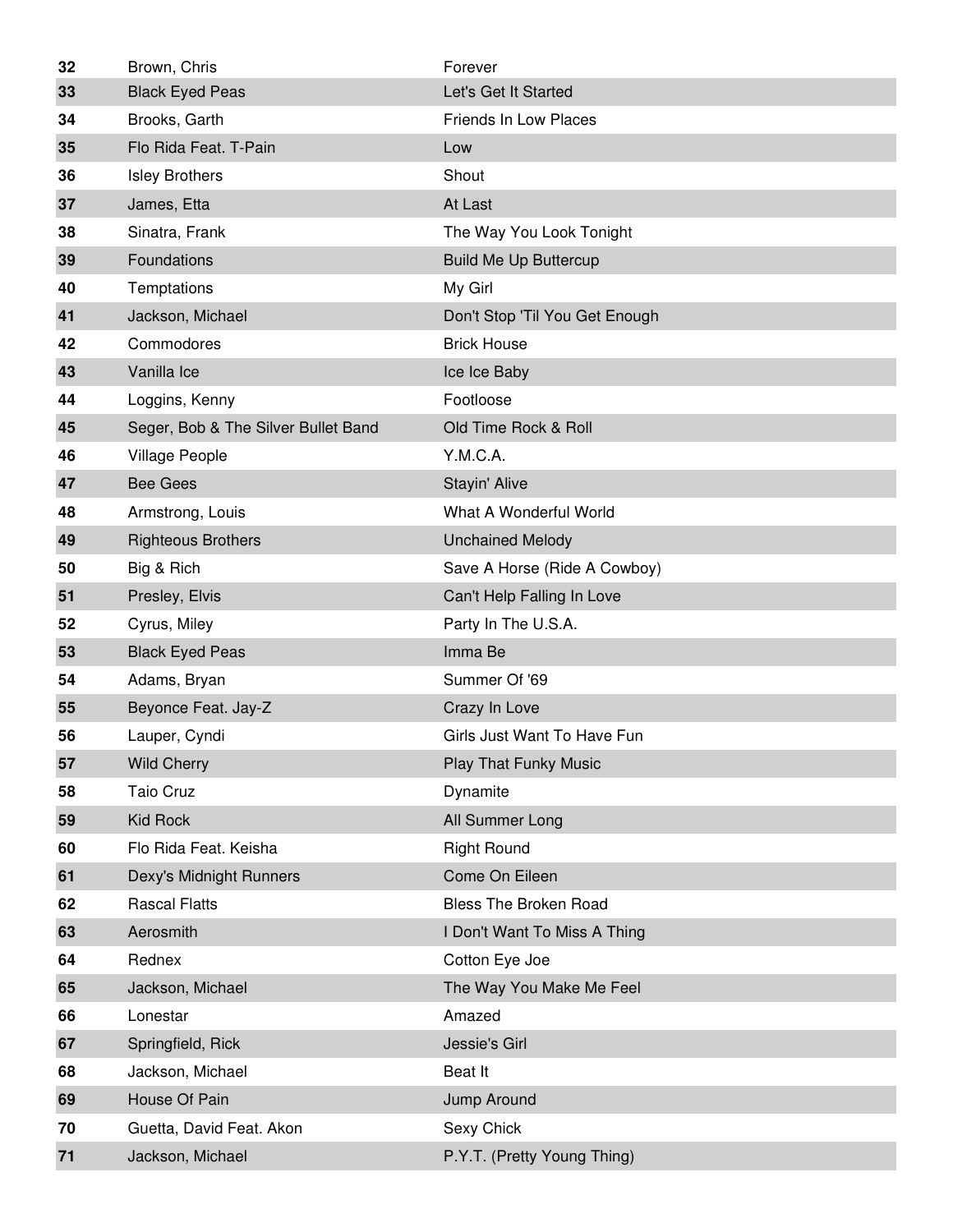| 32 | Brown, Chris | Forever |
|---|---|---|
| 33 | Black Eyed Peas | Let's Get It Started |
| 34 | Brooks, Garth | Friends In Low Places |
| 35 | Flo Rida Feat. T-Pain | Low |
| 36 | Isley Brothers | Shout |
| 37 | James, Etta | At Last |
| 38 | Sinatra, Frank | The Way You Look Tonight |
| 39 | Foundations | Build Me Up Buttercup |
| 40 | Temptations | My Girl |
| 41 | Jackson, Michael | Don't Stop 'Til You Get Enough |
| 42 | Commodores | Brick House |
| 43 | Vanilla Ice | Ice Ice Baby |
| 44 | Loggins, Kenny | Footloose |
| 45 | Seger, Bob & The Silver Bullet Band | Old Time Rock & Roll |
| 46 | Village People | Y.M.C.A. |
| 47 | Bee Gees | Stayin' Alive |
| 48 | Armstrong, Louis | What A Wonderful World |
| 49 | Righteous Brothers | Unchained Melody |
| 50 | Big & Rich | Save A Horse (Ride A Cowboy) |
| 51 | Presley, Elvis | Can't Help Falling In Love |
| 52 | Cyrus, Miley | Party In The U.S.A. |
| 53 | Black Eyed Peas | Imma Be |
| 54 | Adams, Bryan | Summer Of '69 |
| 55 | Beyonce Feat. Jay-Z | Crazy In Love |
| 56 | Lauper, Cyndi | Girls Just Want To Have Fun |
| 57 | Wild Cherry | Play That Funky Music |
| 58 | Taio Cruz | Dynamite |
| 59 | Kid Rock | All Summer Long |
| 60 | Flo Rida Feat. Keisha | Right Round |
| 61 | Dexy's Midnight Runners | Come On Eileen |
| 62 | Rascal Flatts | Bless The Broken Road |
| 63 | Aerosmith | I Don't Want To Miss A Thing |
| 64 | Rednex | Cotton Eye Joe |
| 65 | Jackson, Michael | The Way You Make Me Feel |
| 66 | Lonestar | Amazed |
| 67 | Springfield, Rick | Jessie's Girl |
| 68 | Jackson, Michael | Beat It |
| 69 | House Of Pain | Jump Around |
| 70 | Guetta, David Feat. Akon | Sexy Chick |
| 71 | Jackson, Michael | P.Y.T. (Pretty Young Thing) |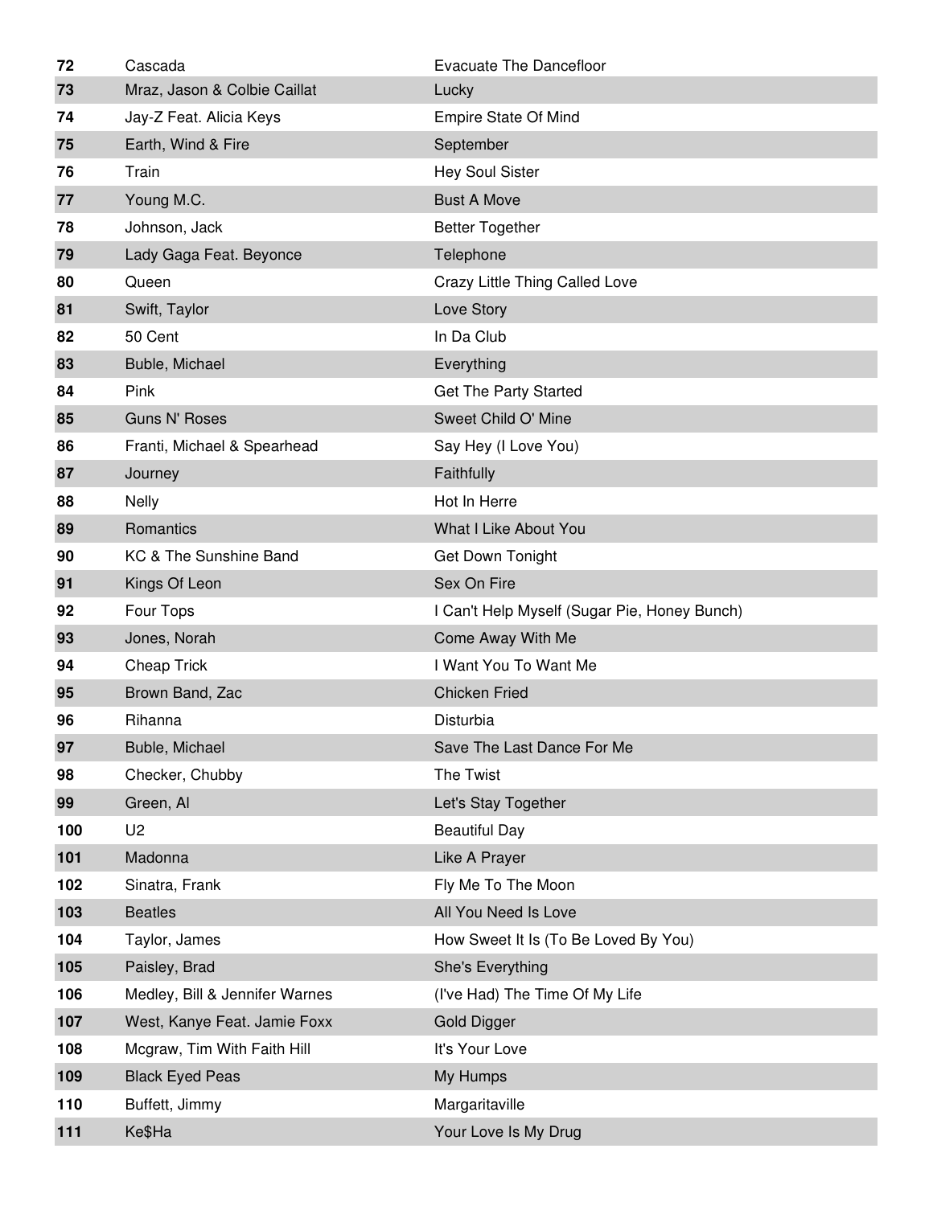| | | |
|---|---|---|
| 72 | Cascada | Evacuate The Dancefloor |
| 73 | Mraz, Jason & Colbie Caillat | Lucky |
| 74 | Jay-Z Feat. Alicia Keys | Empire State Of Mind |
| 75 | Earth, Wind & Fire | September |
| 76 | Train | Hey Soul Sister |
| 77 | Young M.C. | Bust A Move |
| 78 | Johnson, Jack | Better Together |
| 79 | Lady Gaga Feat. Beyonce | Telephone |
| 80 | Queen | Crazy Little Thing Called Love |
| 81 | Swift, Taylor | Love Story |
| 82 | 50 Cent | In Da Club |
| 83 | Buble, Michael | Everything |
| 84 | Pink | Get The Party Started |
| 85 | Guns N' Roses | Sweet Child O' Mine |
| 86 | Franti, Michael & Spearhead | Say Hey (I Love You) |
| 87 | Journey | Faithfully |
| 88 | Nelly | Hot In Herre |
| 89 | Romantics | What I Like About You |
| 90 | KC & The Sunshine Band | Get Down Tonight |
| 91 | Kings Of Leon | Sex On Fire |
| 92 | Four Tops | I Can't Help Myself (Sugar Pie, Honey Bunch) |
| 93 | Jones, Norah | Come Away With Me |
| 94 | Cheap Trick | I Want You To Want Me |
| 95 | Brown Band, Zac | Chicken Fried |
| 96 | Rihanna | Disturbia |
| 97 | Buble, Michael | Save The Last Dance For Me |
| 98 | Checker, Chubby | The Twist |
| 99 | Green, Al | Let's Stay Together |
| 100 | U2 | Beautiful Day |
| 101 | Madonna | Like A Prayer |
| 102 | Sinatra, Frank | Fly Me To The Moon |
| 103 | Beatles | All You Need Is Love |
| 104 | Taylor, James | How Sweet It Is (To Be Loved By You) |
| 105 | Paisley, Brad | She's Everything |
| 106 | Medley, Bill & Jennifer Warnes | (I've Had) The Time Of My Life |
| 107 | West, Kanye Feat. Jamie Foxx | Gold Digger |
| 108 | Mcgraw, Tim With Faith Hill | It's Your Love |
| 109 | Black Eyed Peas | My Humps |
| 110 | Buffett, Jimmy | Margaritaville |
| 111 | Ke$Ha | Your Love Is My Drug |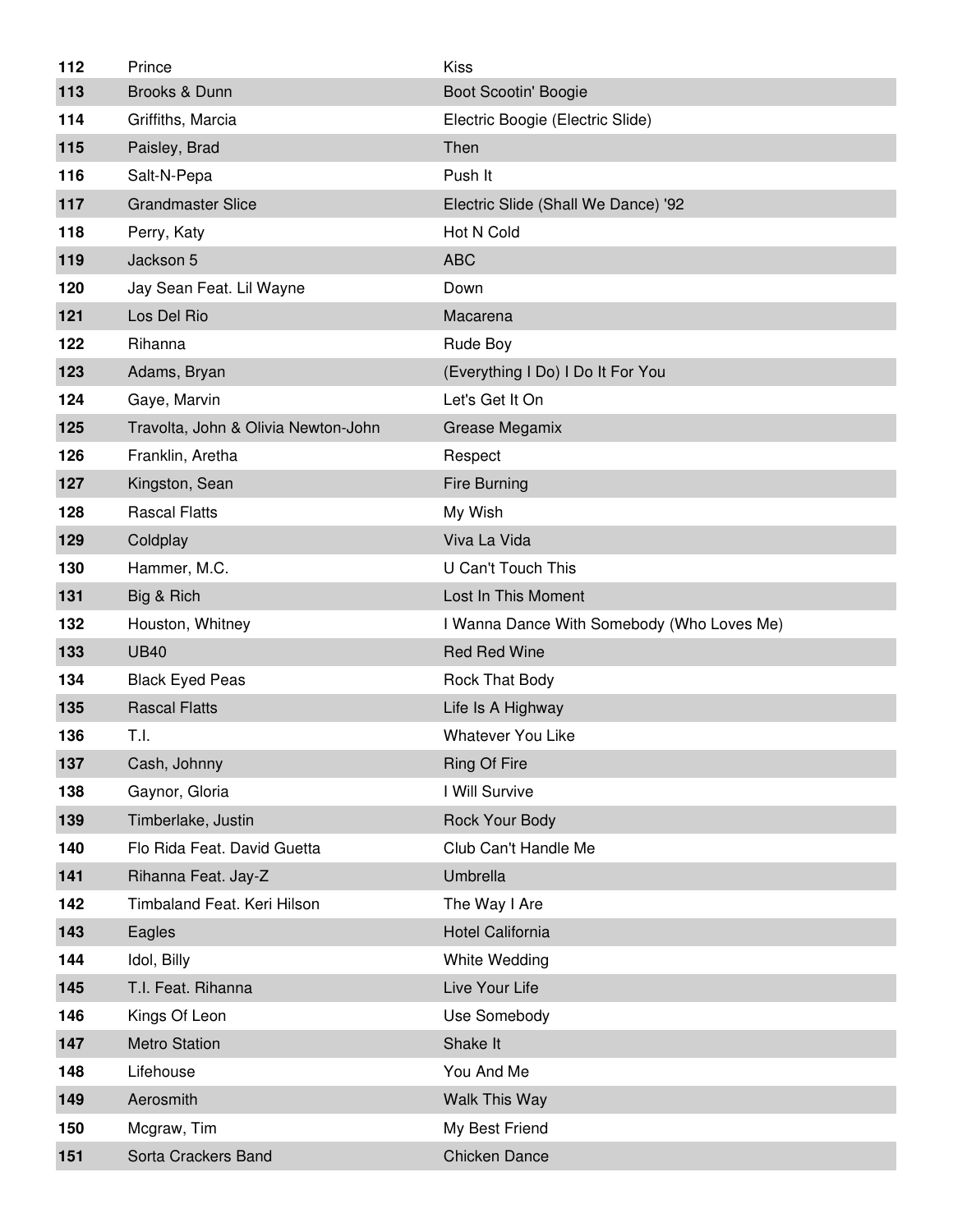| | | |
|---|---|---|
| **112** | Prince | Kiss |
| **113** | Brooks & Dunn | Boot Scootin' Boogie |
| **114** | Griffiths, Marcia | Electric Boogie (Electric Slide) |
| **115** | Paisley, Brad | Then |
| **116** | Salt-N-Pepa | Push It |
| **117** | Grandmaster Slice | Electric Slide (Shall We Dance) '92 |
| **118** | Perry, Katy | Hot N Cold |
| **119** | Jackson 5 | ABC |
| **120** | Jay Sean Feat. Lil Wayne | Down |
| **121** | Los Del Rio | Macarena |
| **122** | Rihanna | Rude Boy |
| **123** | Adams, Bryan | (Everything I Do) I Do It For You |
| **124** | Gaye, Marvin | Let's Get It On |
| **125** | Travolta, John & Olivia Newton-John | Grease Megamix |
| **126** | Franklin, Aretha | Respect |
| **127** | Kingston, Sean | Fire Burning |
| **128** | Rascal Flatts | My Wish |
| **129** | Coldplay | Viva La Vida |
| **130** | Hammer, M.C. | U Can't Touch This |
| **131** | Big & Rich | Lost In This Moment |
| **132** | Houston, Whitney | I Wanna Dance With Somebody (Who Loves Me) |
| **133** | UB40 | Red Red Wine |
| **134** | Black Eyed Peas | Rock That Body |
| **135** | Rascal Flatts | Life Is A Highway |
| **136** | T.I. | Whatever You Like |
| **137** | Cash, Johnny | Ring Of Fire |
| **138** | Gaynor, Gloria | I Will Survive |
| **139** | Timberlake, Justin | Rock Your Body |
| **140** | Flo Rida Feat. David Guetta | Club Can't Handle Me |
| **141** | Rihanna Feat. Jay-Z | Umbrella |
| **142** | Timbaland Feat. Keri Hilson | The Way I Are |
| **143** | Eagles | Hotel California |
| **144** | Idol, Billy | White Wedding |
| **145** | T.I. Feat. Rihanna | Live Your Life |
| **146** | Kings Of Leon | Use Somebody |
| **147** | Metro Station | Shake It |
| **148** | Lifehouse | You And Me |
| **149** | Aerosmith | Walk This Way |
| **150** | Mcgraw, Tim | My Best Friend |
| **151** | Sorta Crackers Band | Chicken Dance |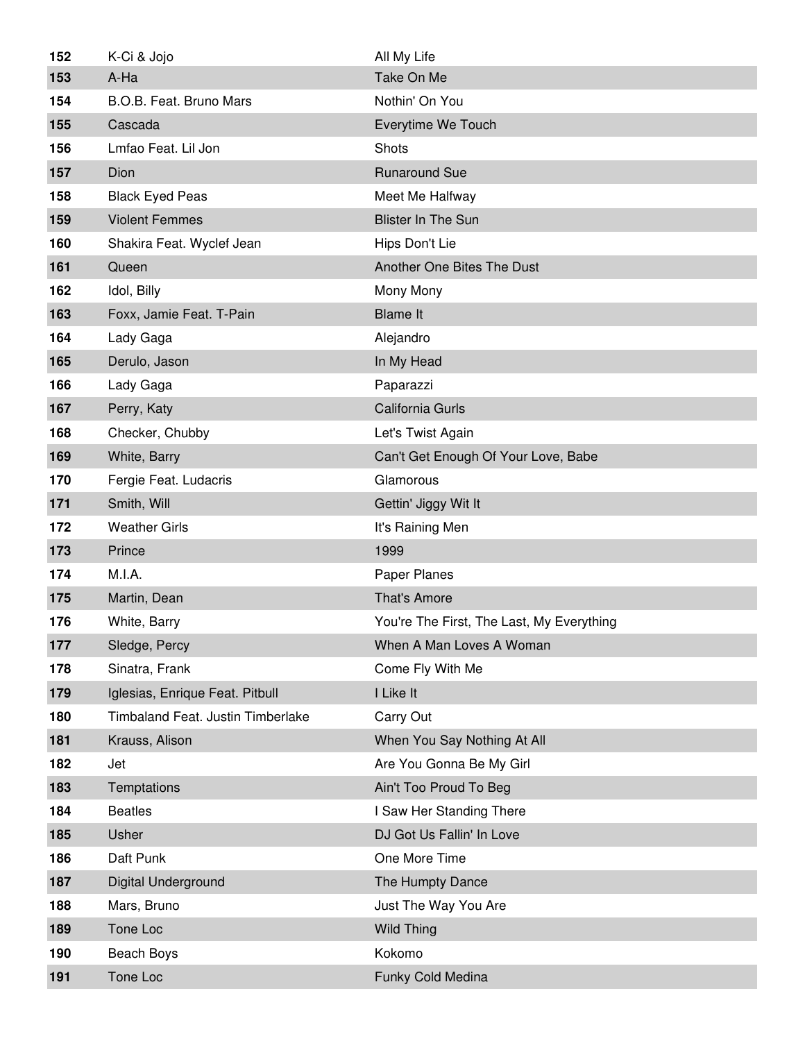| | | |
|---|---|---|
| 152 | K-Ci & Jojo | All My Life |
| 153 | A-Ha | Take On Me |
| 154 | B.O.B. Feat. Bruno Mars | Nothin' On You |
| 155 | Cascada | Everytime We Touch |
| 156 | Lmfao Feat. Lil Jon | Shots |
| 157 | Dion | Runaround Sue |
| 158 | Black Eyed Peas | Meet Me Halfway |
| 159 | Violent Femmes | Blister In The Sun |
| 160 | Shakira Feat. Wyclef Jean | Hips Don't Lie |
| 161 | Queen | Another One Bites The Dust |
| 162 | Idol, Billy | Mony Mony |
| 163 | Foxx, Jamie Feat. T-Pain | Blame It |
| 164 | Lady Gaga | Alejandro |
| 165 | Derulo, Jason | In My Head |
| 166 | Lady Gaga | Paparazzi |
| 167 | Perry, Katy | California Gurls |
| 168 | Checker, Chubby | Let's Twist Again |
| 169 | White, Barry | Can't Get Enough Of Your Love, Babe |
| 170 | Fergie Feat. Ludacris | Glamorous |
| 171 | Smith, Will | Gettin' Jiggy Wit It |
| 172 | Weather Girls | It's Raining Men |
| 173 | Prince | 1999 |
| 174 | M.I.A. | Paper Planes |
| 175 | Martin, Dean | That's Amore |
| 176 | White, Barry | You're The First, The Last, My Everything |
| 177 | Sledge, Percy | When A Man Loves A Woman |
| 178 | Sinatra, Frank | Come Fly With Me |
| 179 | Iglesias, Enrique Feat. Pitbull | I Like It |
| 180 | Timbaland Feat. Justin Timberlake | Carry Out |
| 181 | Krauss, Alison | When You Say Nothing At All |
| 182 | Jet | Are You Gonna Be My Girl |
| 183 | Temptations | Ain't Too Proud To Beg |
| 184 | Beatles | I Saw Her Standing There |
| 185 | Usher | DJ Got Us Fallin' In Love |
| 186 | Daft Punk | One More Time |
| 187 | Digital Underground | The Humpty Dance |
| 188 | Mars, Bruno | Just The Way You Are |
| 189 | Tone Loc | Wild Thing |
| 190 | Beach Boys | Kokomo |
| 191 | Tone Loc | Funky Cold Medina |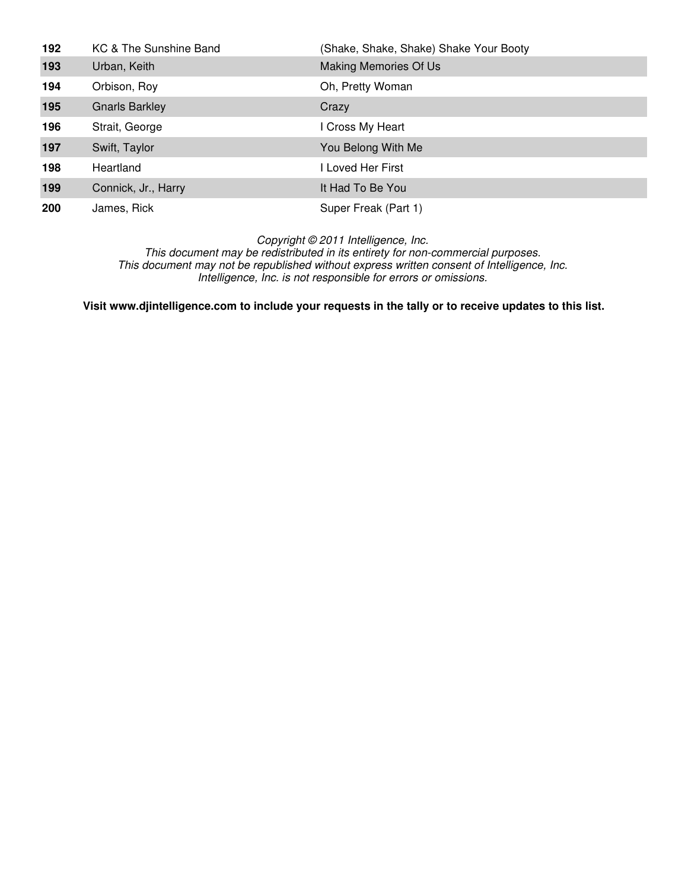| | | |
|---|---|---|
| **192** | KC & The Sunshine Band | (Shake, Shake, Shake) Shake Your Booty |
| **193** | Urban, Keith | Making Memories Of Us |
| **194** | Orbison, Roy | Oh, Pretty Woman |
| **195** | Gnarls Barkley | Crazy |
| **196** | Strait, George | I Cross My Heart |
| **197** | Swift, Taylor | You Belong With Me |
| **198** | Heartland | I Loved Her First |
| **199** | Connick, Jr., Harry | It Had To Be You |
| **200** | James, Rick | Super Freak (Part 1) |

*Copyright © 2011 Intelligence, Inc.*
*This document may be redistributed in its entirety for non-commercial purposes.*
*This document may not be republished without express written consent of Intelligence, Inc.*
*Intelligence, Inc. is not responsible for errors or omissions.*

**Visit www.djintelligence.com to include your requests in the tally or to receive updates to this list.**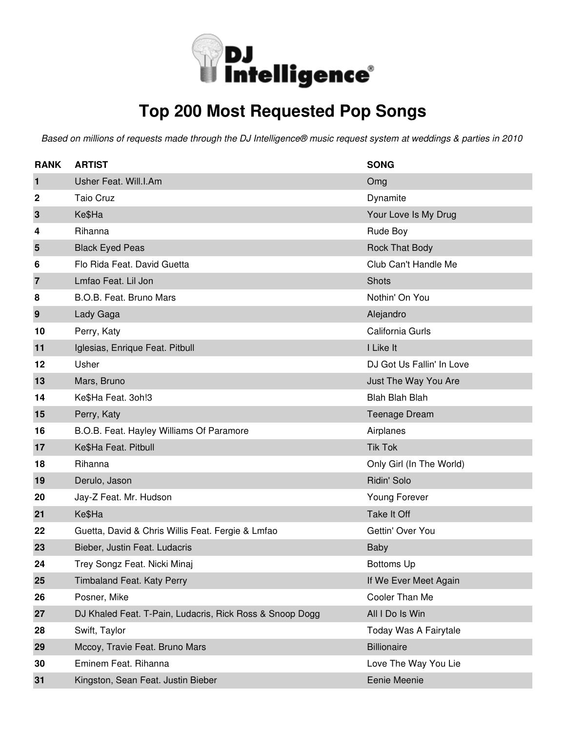# Top 200 Most Requested Pop Songs

*Based on millions of requests made through the DJ Intelligence® music request system at weddings & parties in 2010*

| RANK | ARTIST | SONG |
|---|---|---|
| 1 | Usher Feat. Will.I.Am | Omg |
| 2 | Taio Cruz | Dynamite |
| 3 | Ke$Ha | Your Love Is My Drug |
| 4 | Rihanna | Rude Boy |
| 5 | Black Eyed Peas | Rock That Body |
| 6 | Flo Rida Feat. David Guetta | Club Can't Handle Me |
| 7 | Lmfao Feat. Lil Jon | Shots |
| 8 | B.O.B. Feat. Bruno Mars | Nothin' On You |
| 9 | Lady Gaga | Alejandro |
| 10 | Perry, Katy | California Gurls |
| 11 | Iglesias, Enrique Feat. Pitbull | I Like It |
| 12 | Usher | DJ Got Us Fallin' In Love |
| 13 | Mars, Bruno | Just The Way You Are |
| 14 | Ke$Ha Feat. 3oh!3 | Blah Blah Blah |
| 15 | Perry, Katy | Teenage Dream |
| 16 | B.O.B. Feat. Hayley Williams Of Paramore | Airplanes |
| 17 | Ke$Ha Feat. Pitbull | Tik Tok |
| 18 | Rihanna | Only Girl (In The World) |
| 19 | Derulo, Jason | Ridin' Solo |
| 20 | Jay-Z Feat. Mr. Hudson | Young Forever |
| 21 | Ke$Ha | Take It Off |
| 22 | Guetta, David & Chris Willis Feat. Fergie & Lmfao | Gettin' Over You |
| 23 | Bieber, Justin Feat. Ludacris | Baby |
| 24 | Trey Songz Feat. Nicki Minaj | Bottoms Up |
| 25 | Timbaland Feat. Katy Perry | If We Ever Meet Again |
| 26 | Posner, Mike | Cooler Than Me |
| 27 | DJ Khaled Feat. T-Pain, Ludacris, Rick Ross & Snoop Dogg | All I Do Is Win |
| 28 | Swift, Taylor | Today Was A Fairytale |
| 29 | Mccoy, Travie Feat. Bruno Mars | Billionaire |
| 30 | Eminem Feat. Rihanna | Love The Way You Lie |
| 31 | Kingston, Sean Feat. Justin Bieber | Eenie Meenie |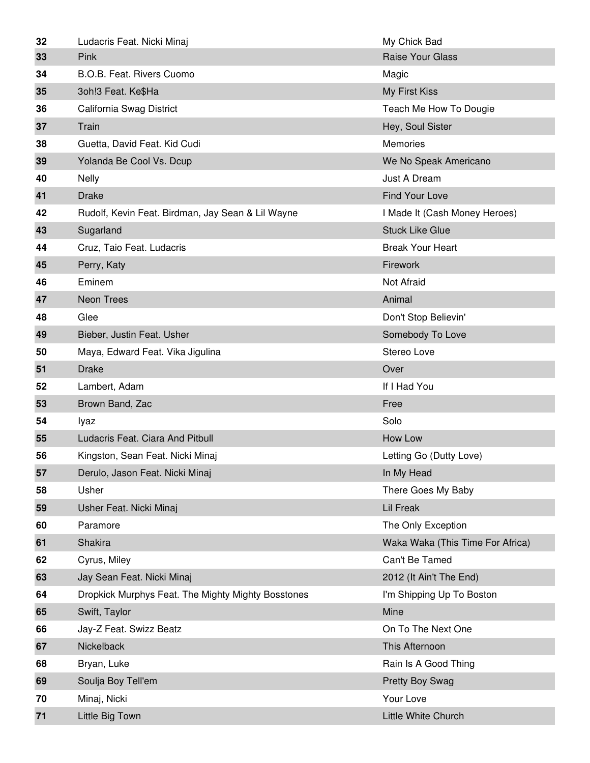| | | |
|---|---|---|
| 32 | Ludacris Feat. Nicki Minaj | My Chick Bad |
| 33 | Pink | Raise Your Glass |
| 34 | B.O.B. Feat. Rivers Cuomo | Magic |
| 35 | 3oh!3 Feat. Ke$Ha | My First Kiss |
| 36 | California Swag District | Teach Me How To Dougie |
| 37 | Train | Hey, Soul Sister |
| 38 | Guetta, David Feat. Kid Cudi | Memories |
| 39 | Yolanda Be Cool Vs. Dcup | We No Speak Americano |
| 40 | Nelly | Just A Dream |
| 41 | Drake | Find Your Love |
| 42 | Rudolf, Kevin Feat. Birdman, Jay Sean & Lil Wayne | I Made It (Cash Money Heroes) |
| 43 | Sugarland | Stuck Like Glue |
| 44 | Cruz, Taio Feat. Ludacris | Break Your Heart |
| 45 | Perry, Katy | Firework |
| 46 | Eminem | Not Afraid |
| 47 | Neon Trees | Animal |
| 48 | Glee | Don't Stop Believin' |
| 49 | Bieber, Justin Feat. Usher | Somebody To Love |
| 50 | Maya, Edward Feat. Vika Jigulina | Stereo Love |
| 51 | Drake | Over |
| 52 | Lambert, Adam | If I Had You |
| 53 | Brown Band, Zac | Free |
| 54 | Iyaz | Solo |
| 55 | Ludacris Feat. Ciara And Pitbull | How Low |
| 56 | Kingston, Sean Feat. Nicki Minaj | Letting Go (Dutty Love) |
| 57 | Derulo, Jason Feat. Nicki Minaj | In My Head |
| 58 | Usher | There Goes My Baby |
| 59 | Usher Feat. Nicki Minaj | Lil Freak |
| 60 | Paramore | The Only Exception |
| 61 | Shakira | Waka Waka (This Time For Africa) |
| 62 | Cyrus, Miley | Can't Be Tamed |
| 63 | Jay Sean Feat. Nicki Minaj | 2012 (It Ain't The End) |
| 64 | Dropkick Murphys Feat. The Mighty Mighty Bosstones | I'm Shipping Up To Boston |
| 65 | Swift, Taylor | Mine |
| 66 | Jay-Z Feat. Swizz Beatz | On To The Next One |
| 67 | Nickelback | This Afternoon |
| 68 | Bryan, Luke | Rain Is A Good Thing |
| 69 | Soulja Boy Tell'em | Pretty Boy Swag |
| 70 | Minaj, Nicki | Your Love |
| 71 | Little Big Town | Little White Church |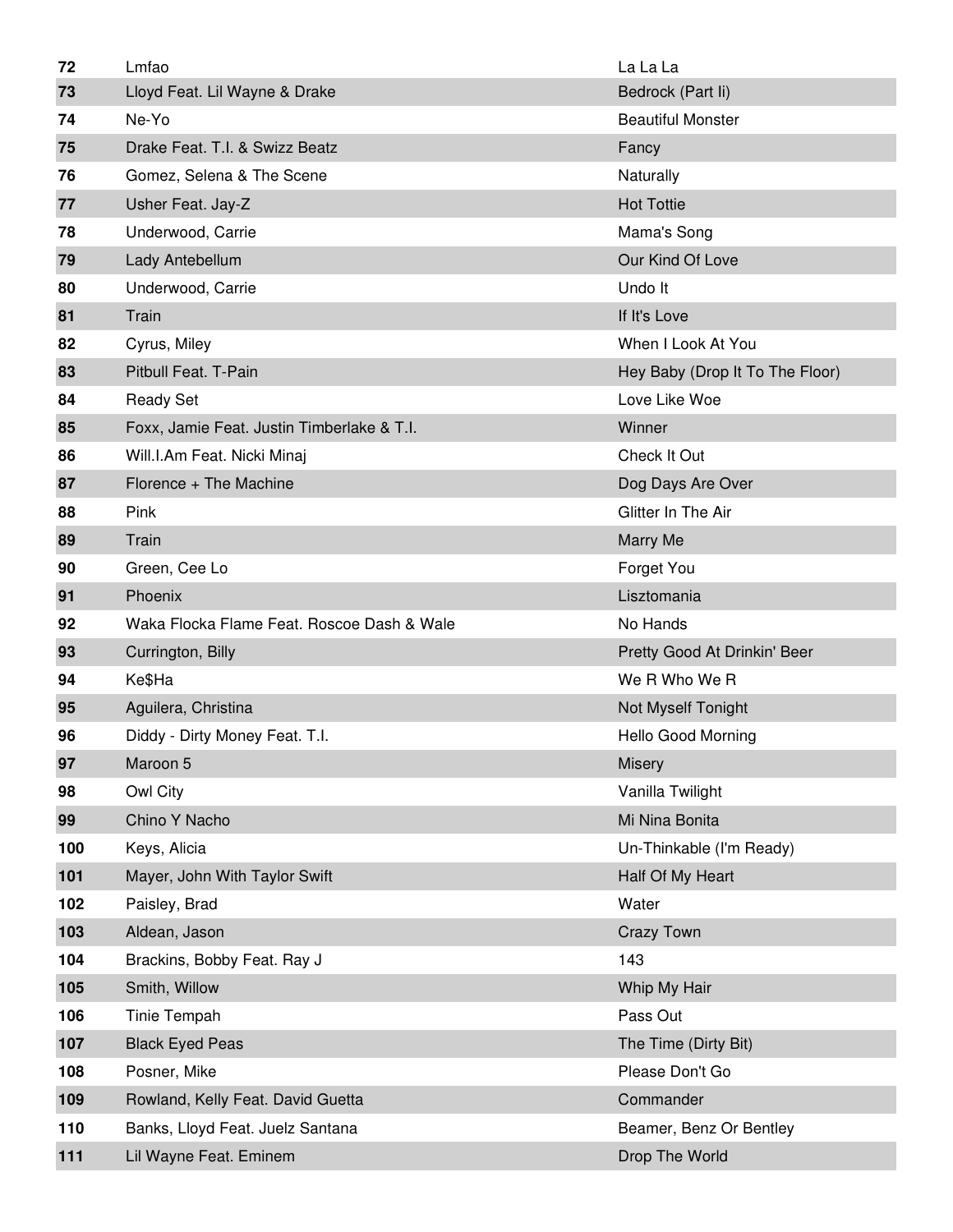| | | |
|---|---|---|
| 72 | Lmfao | La La La |
| 73 | Lloyd Feat. Lil Wayne & Drake | Bedrock (Part Ii) |
| 74 | Ne-Yo | Beautiful Monster |
| 75 | Drake Feat. T.I. & Swizz Beatz | Fancy |
| 76 | Gomez, Selena & The Scene | Naturally |
| 77 | Usher Feat. Jay-Z | Hot Tottie |
| 78 | Underwood, Carrie | Mama's Song |
| 79 | Lady Antebellum | Our Kind Of Love |
| 80 | Underwood, Carrie | Undo It |
| 81 | Train | If It's Love |
| 82 | Cyrus, Miley | When I Look At You |
| 83 | Pitbull Feat. T-Pain | Hey Baby (Drop It To The Floor) |
| 84 | Ready Set | Love Like Woe |
| 85 | Foxx, Jamie Feat. Justin Timberlake & T.I. | Winner |
| 86 | Will.I.Am Feat. Nicki Minaj | Check It Out |
| 87 | Florence + The Machine | Dog Days Are Over |
| 88 | Pink | Glitter In The Air |
| 89 | Train | Marry Me |
| 90 | Green, Cee Lo | Forget You |
| 91 | Phoenix | Lisztomania |
| 92 | Waka Flocka Flame Feat. Roscoe Dash & Wale | No Hands |
| 93 | Currington, Billy | Pretty Good At Drinkin' Beer |
| 94 | Ke$Ha | We R Who We R |
| 95 | Aguilera, Christina | Not Myself Tonight |
| 96 | Diddy - Dirty Money Feat. T.I. | Hello Good Morning |
| 97 | Maroon 5 | Misery |
| 98 | Owl City | Vanilla Twilight |
| 99 | Chino Y Nacho | Mi Nina Bonita |
| 100 | Keys, Alicia | Un-Thinkable (I'm Ready) |
| 101 | Mayer, John With Taylor Swift | Half Of My Heart |
| 102 | Paisley, Brad | Water |
| 103 | Aldean, Jason | Crazy Town |
| 104 | Brackins, Bobby Feat. Ray J | 143 |
| 105 | Smith, Willow | Whip My Hair |
| 106 | Tinie Tempah | Pass Out |
| 107 | Black Eyed Peas | The Time (Dirty Bit) |
| 108 | Posner, Mike | Please Don't Go |
| 109 | Rowland, Kelly Feat. David Guetta | Commander |
| 110 | Banks, Lloyd Feat. Juelz Santana | Beamer, Benz Or Bentley |
| 111 | Lil Wayne Feat. Eminem | Drop The World |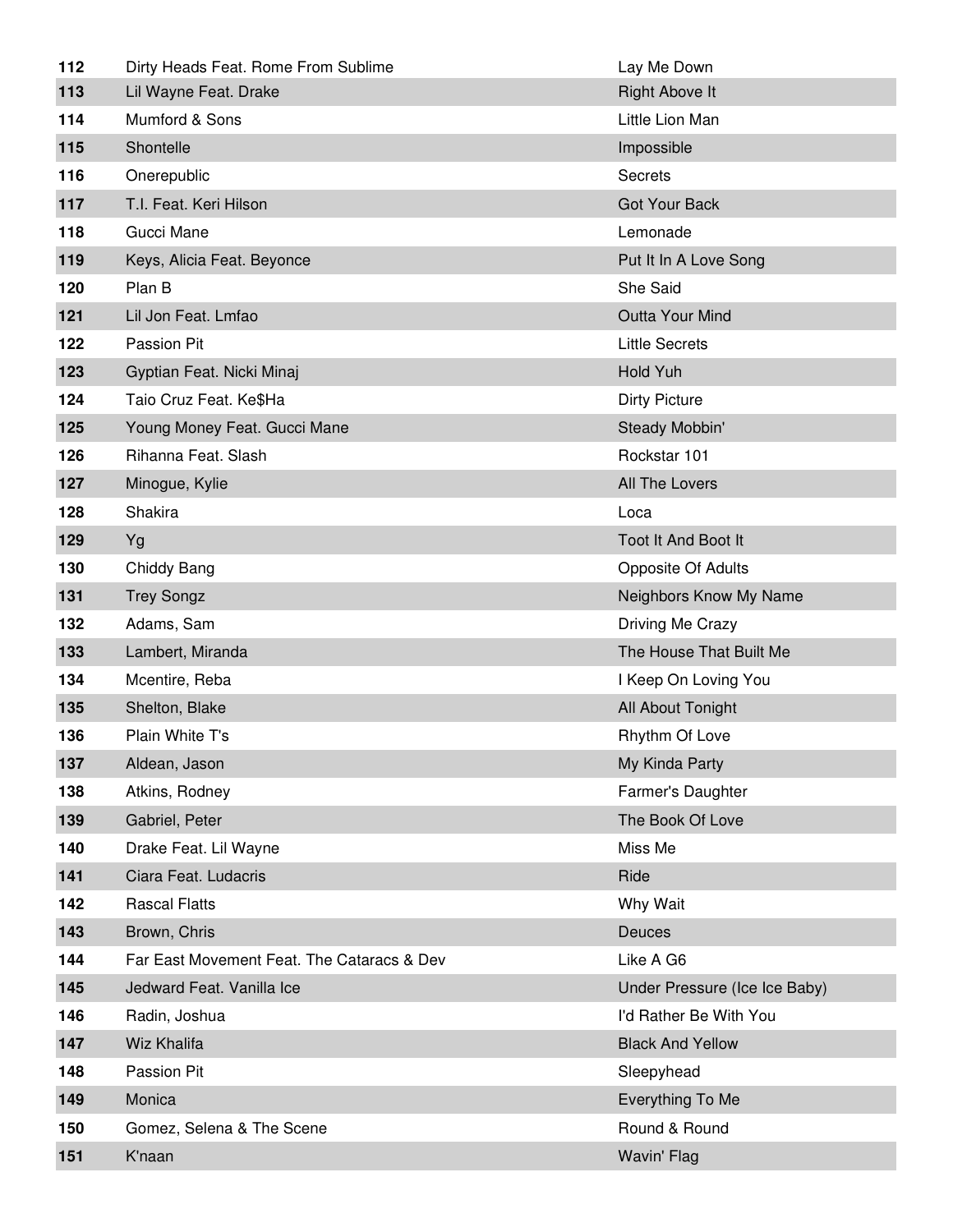| | | |
|---|---|---|
| 112 | Dirty Heads Feat. Rome From Sublime | Lay Me Down |
| 113 | Lil Wayne Feat. Drake | Right Above It |
| 114 | Mumford & Sons | Little Lion Man |
| 115 | Shontelle | Impossible |
| 116 | Onerepublic | Secrets |
| 117 | T.I. Feat. Keri Hilson | Got Your Back |
| 118 | Gucci Mane | Lemonade |
| 119 | Keys, Alicia Feat. Beyonce | Put It In A Love Song |
| 120 | Plan B | She Said |
| 121 | Lil Jon Feat. Lmfao | Outta Your Mind |
| 122 | Passion Pit | Little Secrets |
| 123 | Gyptian Feat. Nicki Minaj | Hold Yuh |
| 124 | Taio Cruz Feat. Ke$Ha | Dirty Picture |
| 125 | Young Money Feat. Gucci Mane | Steady Mobbin' |
| 126 | Rihanna Feat. Slash | Rockstar 101 |
| 127 | Minogue, Kylie | All The Lovers |
| 128 | Shakira | Loca |
| 129 | Yg | Toot It And Boot It |
| 130 | Chiddy Bang | Opposite Of Adults |
| 131 | Trey Songz | Neighbors Know My Name |
| 132 | Adams, Sam | Driving Me Crazy |
| 133 | Lambert, Miranda | The House That Built Me |
| 134 | Mcentire, Reba | I Keep On Loving You |
| 135 | Shelton, Blake | All About Tonight |
| 136 | Plain White T's | Rhythm Of Love |
| 137 | Aldean, Jason | My Kinda Party |
| 138 | Atkins, Rodney | Farmer's Daughter |
| 139 | Gabriel, Peter | The Book Of Love |
| 140 | Drake Feat. Lil Wayne | Miss Me |
| 141 | Ciara Feat. Ludacris | Ride |
| 142 | Rascal Flatts | Why Wait |
| 143 | Brown, Chris | Deuces |
| 144 | Far East Movement Feat. The Cataracs & Dev | Like A G6 |
| 145 | Jedward Feat. Vanilla Ice | Under Pressure (Ice Ice Baby) |
| 146 | Radin, Joshua | I'd Rather Be With You |
| 147 | Wiz Khalifa | Black And Yellow |
| 148 | Passion Pit | Sleepyhead |
| 149 | Monica | Everything To Me |
| 150 | Gomez, Selena & The Scene | Round & Round |
| 151 | K'naan | Wavin' Flag |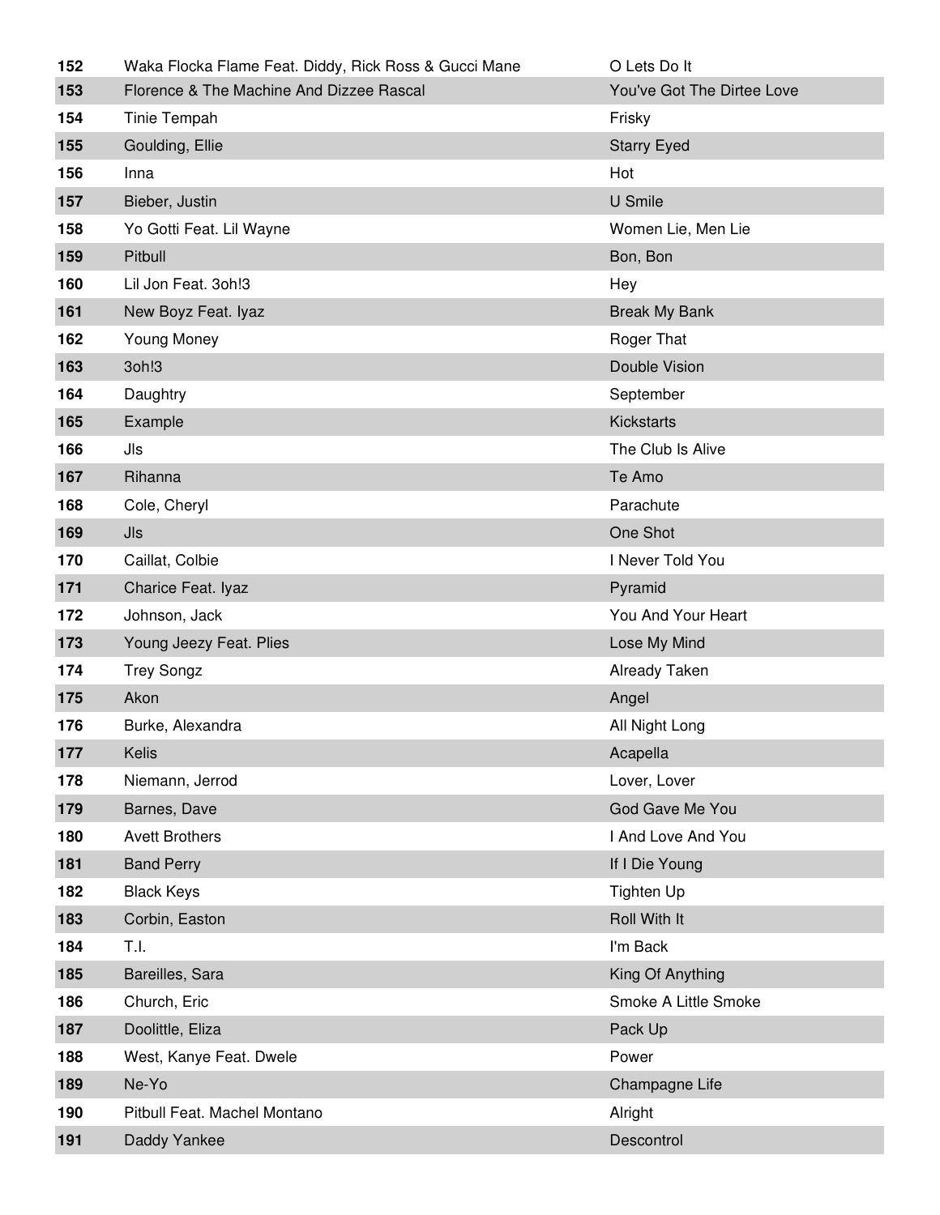| | | |
|---|---|---|
| 152 | Waka Flocka Flame Feat. Diddy, Rick Ross & Gucci Mane | O Lets Do It |
| 153 | Florence & The Machine And Dizzee Rascal | You've Got The Dirtee Love |
| 154 | Tinie Tempah | Frisky |
| 155 | Goulding, Ellie | Starry Eyed |
| 156 | Inna | Hot |
| 157 | Bieber, Justin | U Smile |
| 158 | Yo Gotti Feat. Lil Wayne | Women Lie, Men Lie |
| 159 | Pitbull | Bon, Bon |
| 160 | Lil Jon Feat. 3oh!3 | Hey |
| 161 | New Boyz Feat. Iyaz | Break My Bank |
| 162 | Young Money | Roger That |
| 163 | 3oh!3 | Double Vision |
| 164 | Daughtry | September |
| 165 | Example | Kickstarts |
| 166 | Jls | The Club Is Alive |
| 167 | Rihanna | Te Amo |
| 168 | Cole, Cheryl | Parachute |
| 169 | Jls | One Shot |
| 170 | Caillat, Colbie | I Never Told You |
| 171 | Charice Feat. Iyaz | Pyramid |
| 172 | Johnson, Jack | You And Your Heart |
| 173 | Young Jeezy Feat. Plies | Lose My Mind |
| 174 | Trey Songz | Already Taken |
| 175 | Akon | Angel |
| 176 | Burke, Alexandra | All Night Long |
| 177 | Kelis | Acapella |
| 178 | Niemann, Jerrod | Lover, Lover |
| 179 | Barnes, Dave | God Gave Me You |
| 180 | Avett Brothers | I And Love And You |
| 181 | Band Perry | If I Die Young |
| 182 | Black Keys | Tighten Up |
| 183 | Corbin, Easton | Roll With It |
| 184 | T.I. | I'm Back |
| 185 | Bareilles, Sara | King Of Anything |
| 186 | Church, Eric | Smoke A Little Smoke |
| 187 | Doolittle, Eliza | Pack Up |
| 188 | West, Kanye Feat. Dwele | Power |
| 189 | Ne-Yo | Champagne Life |
| 190 | Pitbull Feat. Machel Montano | Alright |
| 191 | Daddy Yankee | Descontrol |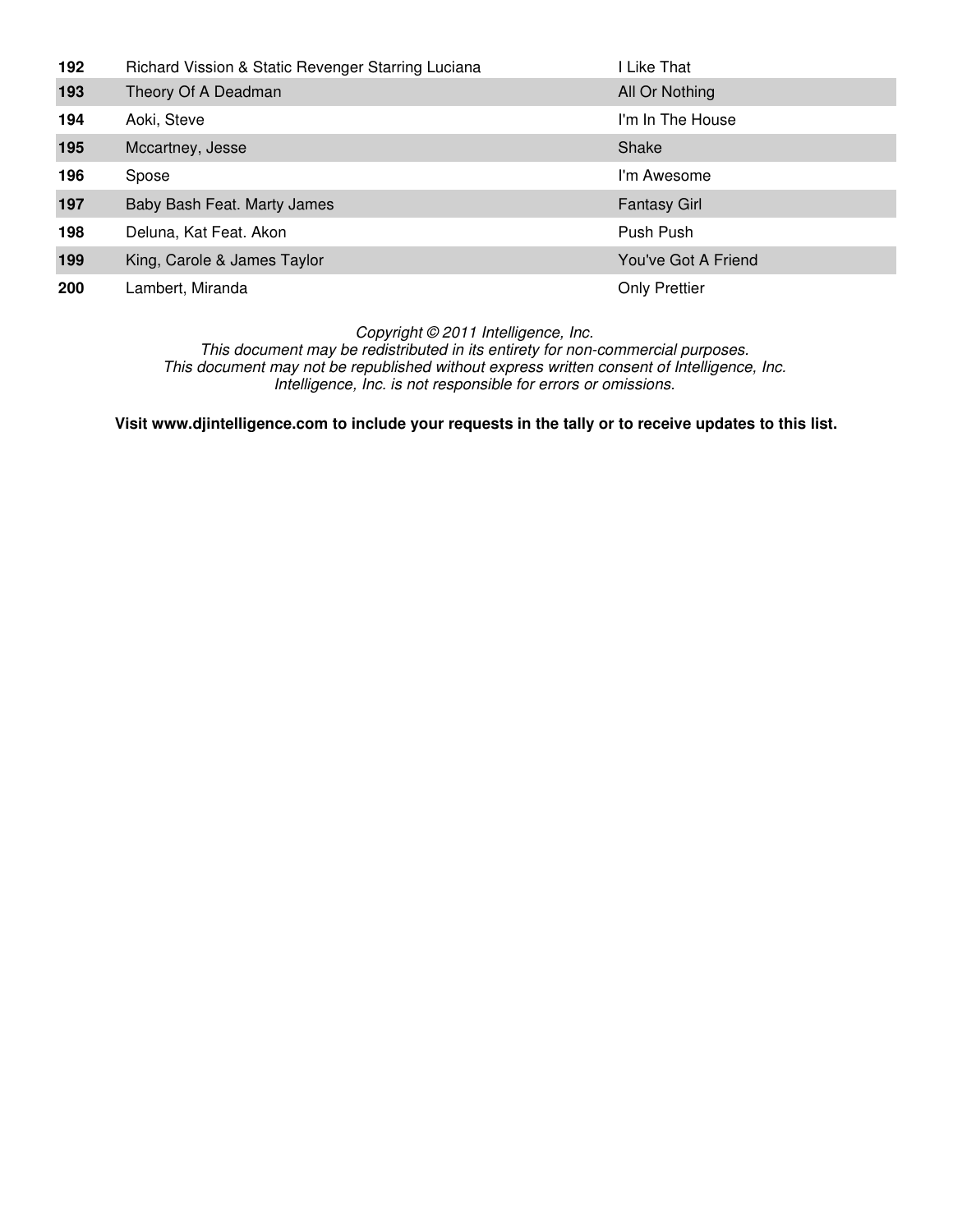| | | |
|---|---|---|
| **192** | Richard Vission & Static Revenger Starring Luciana | I Like That |
| **193** | Theory Of A Deadman | All Or Nothing |
| **194** | Aoki, Steve | I'm In The House |
| **195** | Mccartney, Jesse | Shake |
| **196** | Spose | I'm Awesome |
| **197** | Baby Bash Feat. Marty James | Fantasy Girl |
| **198** | Deluna, Kat Feat. Akon | Push Push |
| **199** | King, Carole & James Taylor | You've Got A Friend |
| **200** | Lambert, Miranda | Only Prettier |

*Copyright © 2011 Intelligence, Inc.*
*This document may be redistributed in its entirety for non-commercial purposes.*
*This document may not be republished without express written consent of Intelligence, Inc.*
*Intelligence, Inc. is not responsible for errors or omissions.*

**Visit www.djintelligence.com to include your requests in the tally or to receive updates to this list.**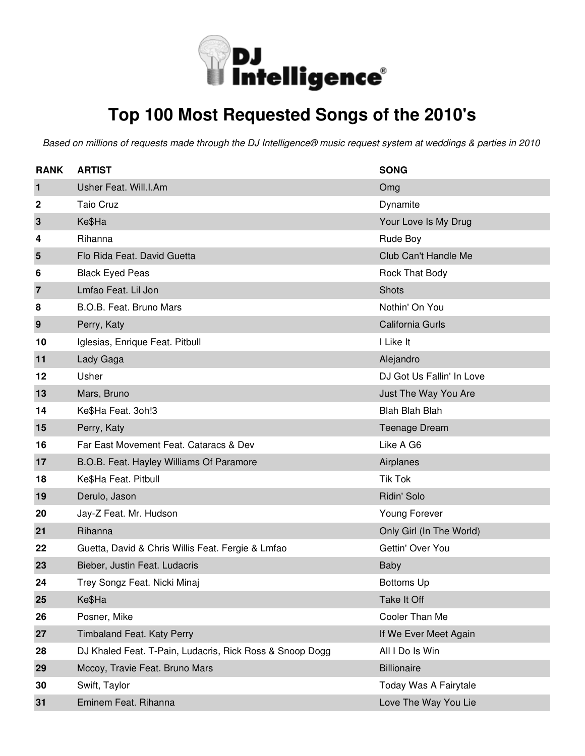**DJ Intelligence®**

# Top 100 Most Requested Songs of the 2010's

*Based on millions of requests made through the DJ Intelligence® music request system at weddings & parties in 2010*

| RANK | ARTIST | SONG |
|---|---|---|
| 1 | Usher Feat. Will.I.Am | Omg |
| 2 | Taio Cruz | Dynamite |
| 3 | Ke$Ha | Your Love Is My Drug |
| 4 | Rihanna | Rude Boy |
| 5 | Flo Rida Feat. David Guetta | Club Can't Handle Me |
| 6 | Black Eyed Peas | Rock That Body |
| 7 | Lmfao Feat. Lil Jon | Shots |
| 8 | B.O.B. Feat. Bruno Mars | Nothin' On You |
| 9 | Perry, Katy | California Gurls |
| 10 | Iglesias, Enrique Feat. Pitbull | I Like It |
| 11 | Lady Gaga | Alejandro |
| 12 | Usher | DJ Got Us Fallin' In Love |
| 13 | Mars, Bruno | Just The Way You Are |
| 14 | Ke$Ha Feat. 3oh!3 | Blah Blah Blah |
| 15 | Perry, Katy | Teenage Dream |
| 16 | Far East Movement Feat. Cataracs & Dev | Like A G6 |
| 17 | B.O.B. Feat. Hayley Williams Of Paramore | Airplanes |
| 18 | Ke$Ha Feat. Pitbull | Tik Tok |
| 19 | Derulo, Jason | Ridin' Solo |
| 20 | Jay-Z Feat. Mr. Hudson | Young Forever |
| 21 | Rihanna | Only Girl (In The World) |
| 22 | Guetta, David & Chris Willis Feat. Fergie & Lmfao | Gettin' Over You |
| 23 | Bieber, Justin Feat. Ludacris | Baby |
| 24 | Trey Songz Feat. Nicki Minaj | Bottoms Up |
| 25 | Ke$Ha | Take It Off |
| 26 | Posner, Mike | Cooler Than Me |
| 27 | Timbaland Feat. Katy Perry | If We Ever Meet Again |
| 28 | DJ Khaled Feat. T-Pain, Ludacris, Rick Ross & Snoop Dogg | All I Do Is Win |
| 29 | Mccoy, Travie Feat. Bruno Mars | Billionaire |
| 30 | Swift, Taylor | Today Was A Fairytale |
| 31 | Eminem Feat. Rihanna | Love The Way You Lie |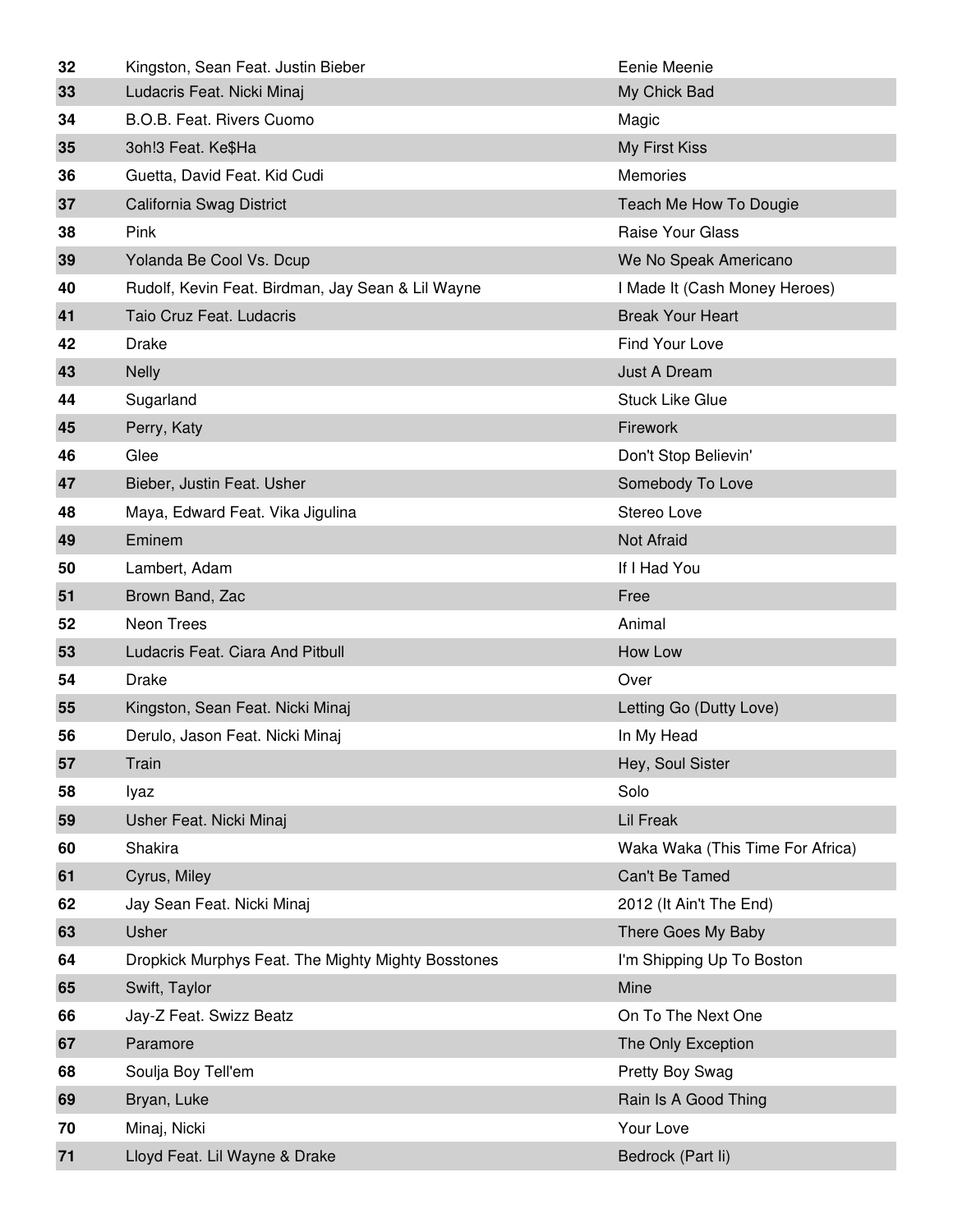| | | |
|---|---|---|
| 32 | Kingston, Sean Feat. Justin Bieber | Eenie Meenie |
| 33 | Ludacris Feat. Nicki Minaj | My Chick Bad |
| 34 | B.O.B. Feat. Rivers Cuomo | Magic |
| 35 | 3oh!3 Feat. Ke$Ha | My First Kiss |
| 36 | Guetta, David Feat. Kid Cudi | Memories |
| 37 | California Swag District | Teach Me How To Dougie |
| 38 | Pink | Raise Your Glass |
| 39 | Yolanda Be Cool Vs. Dcup | We No Speak Americano |
| 40 | Rudolf, Kevin Feat. Birdman, Jay Sean & Lil Wayne | I Made It (Cash Money Heroes) |
| 41 | Taio Cruz Feat. Ludacris | Break Your Heart |
| 42 | Drake | Find Your Love |
| 43 | Nelly | Just A Dream |
| 44 | Sugarland | Stuck Like Glue |
| 45 | Perry, Katy | Firework |
| 46 | Glee | Don't Stop Believin' |
| 47 | Bieber, Justin Feat. Usher | Somebody To Love |
| 48 | Maya, Edward Feat. Vika Jigulina | Stereo Love |
| 49 | Eminem | Not Afraid |
| 50 | Lambert, Adam | If I Had You |
| 51 | Brown Band, Zac | Free |
| 52 | Neon Trees | Animal |
| 53 | Ludacris Feat. Ciara And Pitbull | How Low |
| 54 | Drake | Over |
| 55 | Kingston, Sean Feat. Nicki Minaj | Letting Go (Dutty Love) |
| 56 | Derulo, Jason Feat. Nicki Minaj | In My Head |
| 57 | Train | Hey, Soul Sister |
| 58 | Iyaz | Solo |
| 59 | Usher Feat. Nicki Minaj | Lil Freak |
| 60 | Shakira | Waka Waka (This Time For Africa) |
| 61 | Cyrus, Miley | Can't Be Tamed |
| 62 | Jay Sean Feat. Nicki Minaj | 2012 (It Ain't The End) |
| 63 | Usher | There Goes My Baby |
| 64 | Dropkick Murphys Feat. The Mighty Mighty Bosstones | I'm Shipping Up To Boston |
| 65 | Swift, Taylor | Mine |
| 66 | Jay-Z Feat. Swizz Beatz | On To The Next One |
| 67 | Paramore | The Only Exception |
| 68 | Soulja Boy Tell'em | Pretty Boy Swag |
| 69 | Bryan, Luke | Rain Is A Good Thing |
| 70 | Minaj, Nicki | Your Love |
| 71 | Lloyd Feat. Lil Wayne & Drake | Bedrock (Part Ii) |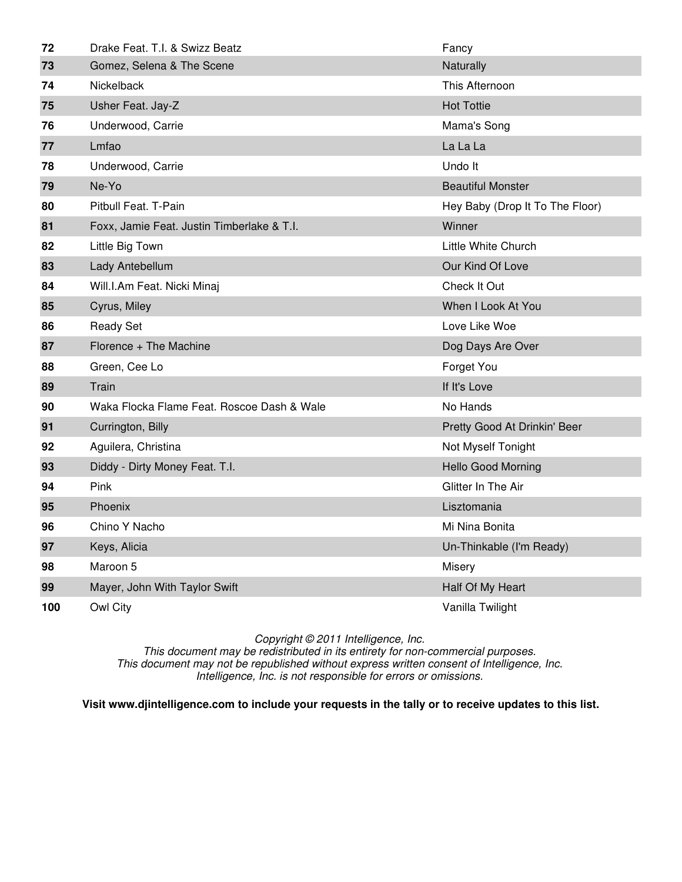| | | |
|---|---|---|
| 72 | Drake Feat. T.I. & Swizz Beatz | Fancy |
| 73 | Gomez, Selena & The Scene | Naturally |
| 74 | Nickelback | This Afternoon |
| 75 | Usher Feat. Jay-Z | Hot Tottie |
| 76 | Underwood, Carrie | Mama's Song |
| 77 | Lmfao | La La La |
| 78 | Underwood, Carrie | Undo It |
| 79 | Ne-Yo | Beautiful Monster |
| 80 | Pitbull Feat. T-Pain | Hey Baby (Drop It To The Floor) |
| 81 | Foxx, Jamie Feat. Justin Timberlake & T.I. | Winner |
| 82 | Little Big Town | Little White Church |
| 83 | Lady Antebellum | Our Kind Of Love |
| 84 | Will.I.Am Feat. Nicki Minaj | Check It Out |
| 85 | Cyrus, Miley | When I Look At You |
| 86 | Ready Set | Love Like Woe |
| 87 | Florence + The Machine | Dog Days Are Over |
| 88 | Green, Cee Lo | Forget You |
| 89 | Train | If It's Love |
| 90 | Waka Flocka Flame Feat. Roscoe Dash & Wale | No Hands |
| 91 | Currington, Billy | Pretty Good At Drinkin' Beer |
| 92 | Aguilera, Christina | Not Myself Tonight |
| 93 | Diddy - Dirty Money Feat. T.I. | Hello Good Morning |
| 94 | Pink | Glitter In The Air |
| 95 | Phoenix | Lisztomania |
| 96 | Chino Y Nacho | Mi Nina Bonita |
| 97 | Keys, Alicia | Un-Thinkable (I'm Ready) |
| 98 | Maroon 5 | Misery |
| 99 | Mayer, John With Taylor Swift | Half Of My Heart |
| 100 | Owl City | Vanilla Twilight |

*Copyright © 2011 Intelligence, Inc.*
*This document may be redistributed in its entirety for non-commercial purposes.*
*This document may not be republished without express written consent of Intelligence, Inc.*
*Intelligence, Inc. is not responsible for errors or omissions.*

**Visit www.djintelligence.com to include your requests in the tally or to receive updates to this list.**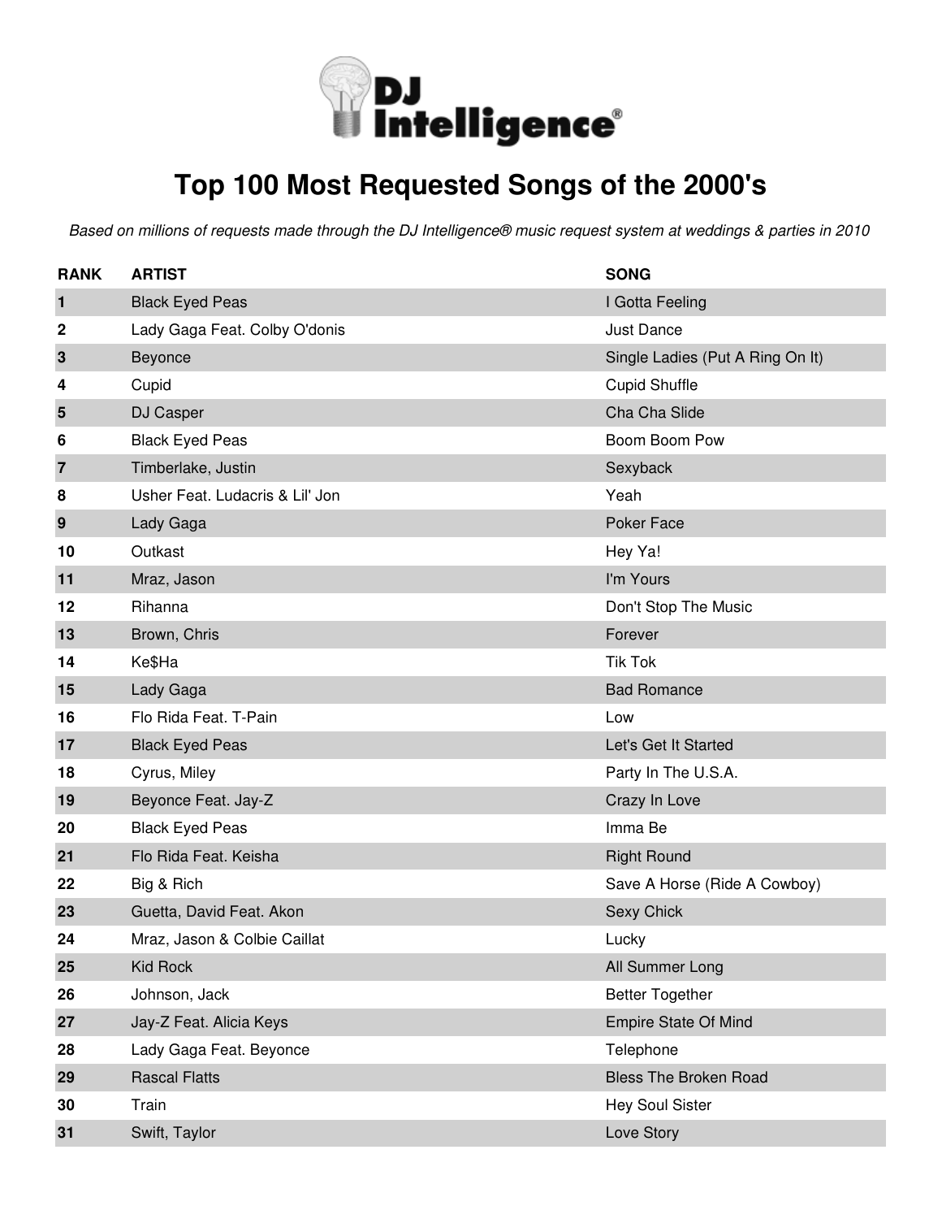**DJ Intelligence®**

# Top 100 Most Requested Songs of the 2000's

*Based on millions of requests made through the DJ Intelligence® music request system at weddings & parties in 2010*

| RANK | ARTIST | SONG |
|---|---|---|
| **1** | Black Eyed Peas | I Gotta Feeling |
| **2** | Lady Gaga Feat. Colby O'donis | Just Dance |
| **3** | Beyonce | Single Ladies (Put A Ring On It) |
| **4** | Cupid | Cupid Shuffle |
| **5** | DJ Casper | Cha Cha Slide |
| **6** | Black Eyed Peas | Boom Boom Pow |
| **7** | Timberlake, Justin | Sexyback |
| **8** | Usher Feat. Ludacris & Lil' Jon | Yeah |
| **9** | Lady Gaga | Poker Face |
| **10** | Outkast | Hey Ya! |
| **11** | Mraz, Jason | I'm Yours |
| **12** | Rihanna | Don't Stop The Music |
| **13** | Brown, Chris | Forever |
| **14** | Ke$Ha | Tik Tok |
| **15** | Lady Gaga | Bad Romance |
| **16** | Flo Rida Feat. T-Pain | Low |
| **17** | Black Eyed Peas | Let's Get It Started |
| **18** | Cyrus, Miley | Party In The U.S.A. |
| **19** | Beyonce Feat. Jay-Z | Crazy In Love |
| **20** | Black Eyed Peas | Imma Be |
| **21** | Flo Rida Feat. Keisha | Right Round |
| **22** | Big & Rich | Save A Horse (Ride A Cowboy) |
| **23** | Guetta, David Feat. Akon | Sexy Chick |
| **24** | Mraz, Jason & Colbie Caillat | Lucky |
| **25** | Kid Rock | All Summer Long |
| **26** | Johnson, Jack | Better Together |
| **27** | Jay-Z Feat. Alicia Keys | Empire State Of Mind |
| **28** | Lady Gaga Feat. Beyonce | Telephone |
| **29** | Rascal Flatts | Bless The Broken Road |
| **30** | Train | Hey Soul Sister |
| **31** | Swift, Taylor | Love Story |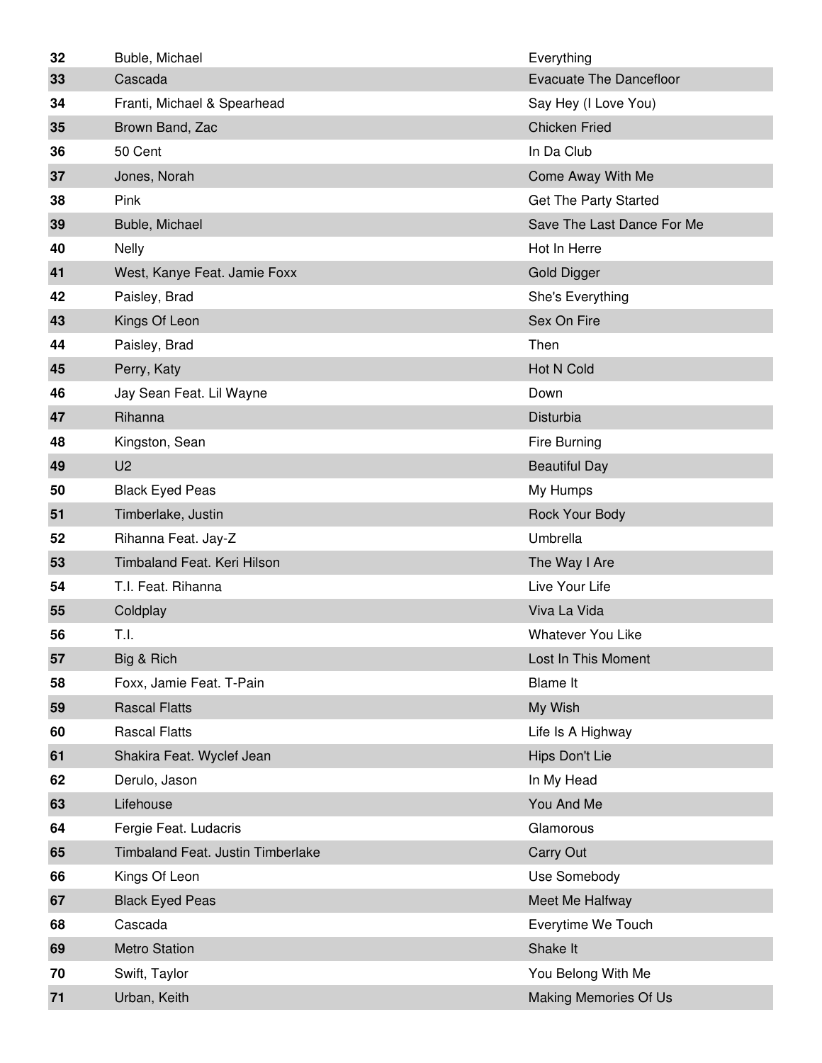| | | |
|---|---|---|
| **32** | Buble, Michael | Everything |
| **33** | Cascada | Evacuate The Dancefloor |
| **34** | Franti, Michael & Spearhead | Say Hey (I Love You) |
| **35** | Brown Band, Zac | Chicken Fried |
| **36** | 50 Cent | In Da Club |
| **37** | Jones, Norah | Come Away With Me |
| **38** | Pink | Get The Party Started |
| **39** | Buble, Michael | Save The Last Dance For Me |
| **40** | Nelly | Hot In Herre |
| **41** | West, Kanye Feat. Jamie Foxx | Gold Digger |
| **42** | Paisley, Brad | She's Everything |
| **43** | Kings Of Leon | Sex On Fire |
| **44** | Paisley, Brad | Then |
| **45** | Perry, Katy | Hot N Cold |
| **46** | Jay Sean Feat. Lil Wayne | Down |
| **47** | Rihanna | Disturbia |
| **48** | Kingston, Sean | Fire Burning |
| **49** | U2 | Beautiful Day |
| **50** | Black Eyed Peas | My Humps |
| **51** | Timberlake, Justin | Rock Your Body |
| **52** | Rihanna Feat. Jay-Z | Umbrella |
| **53** | Timbaland Feat. Keri Hilson | The Way I Are |
| **54** | T.I. Feat. Rihanna | Live Your Life |
| **55** | Coldplay | Viva La Vida |
| **56** | T.I. | Whatever You Like |
| **57** | Big & Rich | Lost In This Moment |
| **58** | Foxx, Jamie Feat. T-Pain | Blame It |
| **59** | Rascal Flatts | My Wish |
| **60** | Rascal Flatts | Life Is A Highway |
| **61** | Shakira Feat. Wyclef Jean | Hips Don't Lie |
| **62** | Derulo, Jason | In My Head |
| **63** | Lifehouse | You And Me |
| **64** | Fergie Feat. Ludacris | Glamorous |
| **65** | Timbaland Feat. Justin Timberlake | Carry Out |
| **66** | Kings Of Leon | Use Somebody |
| **67** | Black Eyed Peas | Meet Me Halfway |
| **68** | Cascada | Everytime We Touch |
| **69** | Metro Station | Shake It |
| **70** | Swift, Taylor | You Belong With Me |
| **71** | Urban, Keith | Making Memories Of Us |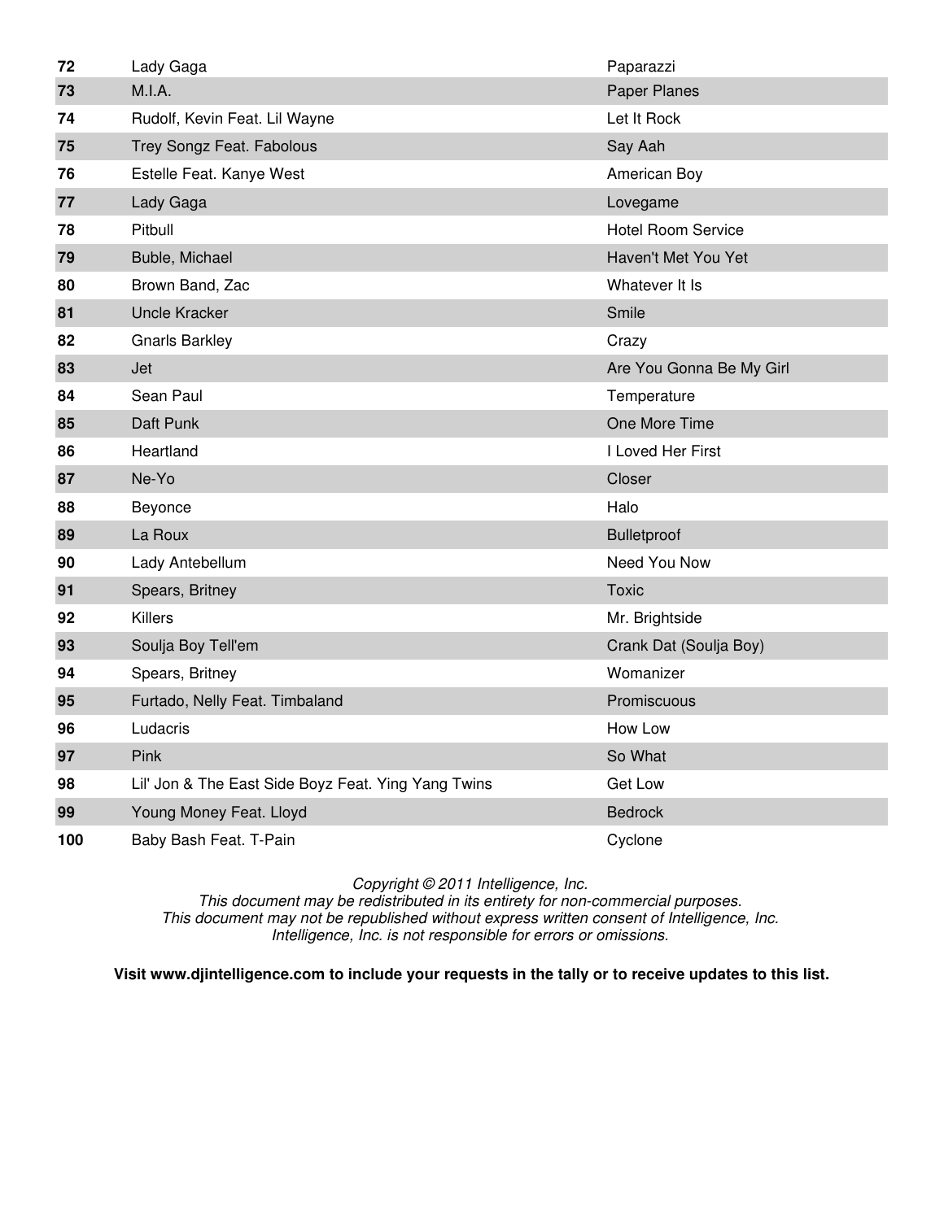| | | |
|---|---|---|
| **72** | Lady Gaga | Paparazzi |
| **73** | M.I.A. | Paper Planes |
| **74** | Rudolf, Kevin Feat. Lil Wayne | Let It Rock |
| **75** | Trey Songz Feat. Fabolous | Say Aah |
| **76** | Estelle Feat. Kanye West | American Boy |
| **77** | Lady Gaga | Lovegame |
| **78** | Pitbull | Hotel Room Service |
| **79** | Buble, Michael | Haven't Met You Yet |
| **80** | Brown Band, Zac | Whatever It Is |
| **81** | Uncle Kracker | Smile |
| **82** | Gnarls Barkley | Crazy |
| **83** | Jet | Are You Gonna Be My Girl |
| **84** | Sean Paul | Temperature |
| **85** | Daft Punk | One More Time |
| **86** | Heartland | I Loved Her First |
| **87** | Ne-Yo | Closer |
| **88** | Beyonce | Halo |
| **89** | La Roux | Bulletproof |
| **90** | Lady Antebellum | Need You Now |
| **91** | Spears, Britney | Toxic |
| **92** | Killers | Mr. Brightside |
| **93** | Soulja Boy Tell'em | Crank Dat (Soulja Boy) |
| **94** | Spears, Britney | Womanizer |
| **95** | Furtado, Nelly Feat. Timbaland | Promiscuous |
| **96** | Ludacris | How Low |
| **97** | Pink | So What |
| **98** | Lil' Jon & The East Side Boyz Feat. Ying Yang Twins | Get Low |
| **99** | Young Money Feat. Lloyd | Bedrock |
| **100** | Baby Bash Feat. T-Pain | Cyclone |

*Copyright © 2011 Intelligence, Inc.*
*This document may be redistributed in its entirety for non-commercial purposes.*
*This document may not be republished without express written consent of Intelligence, Inc.*
*Intelligence, Inc. is not responsible for errors or omissions.*

**Visit www.djintelligence.com to include your requests in the tally or to receive updates to this list.**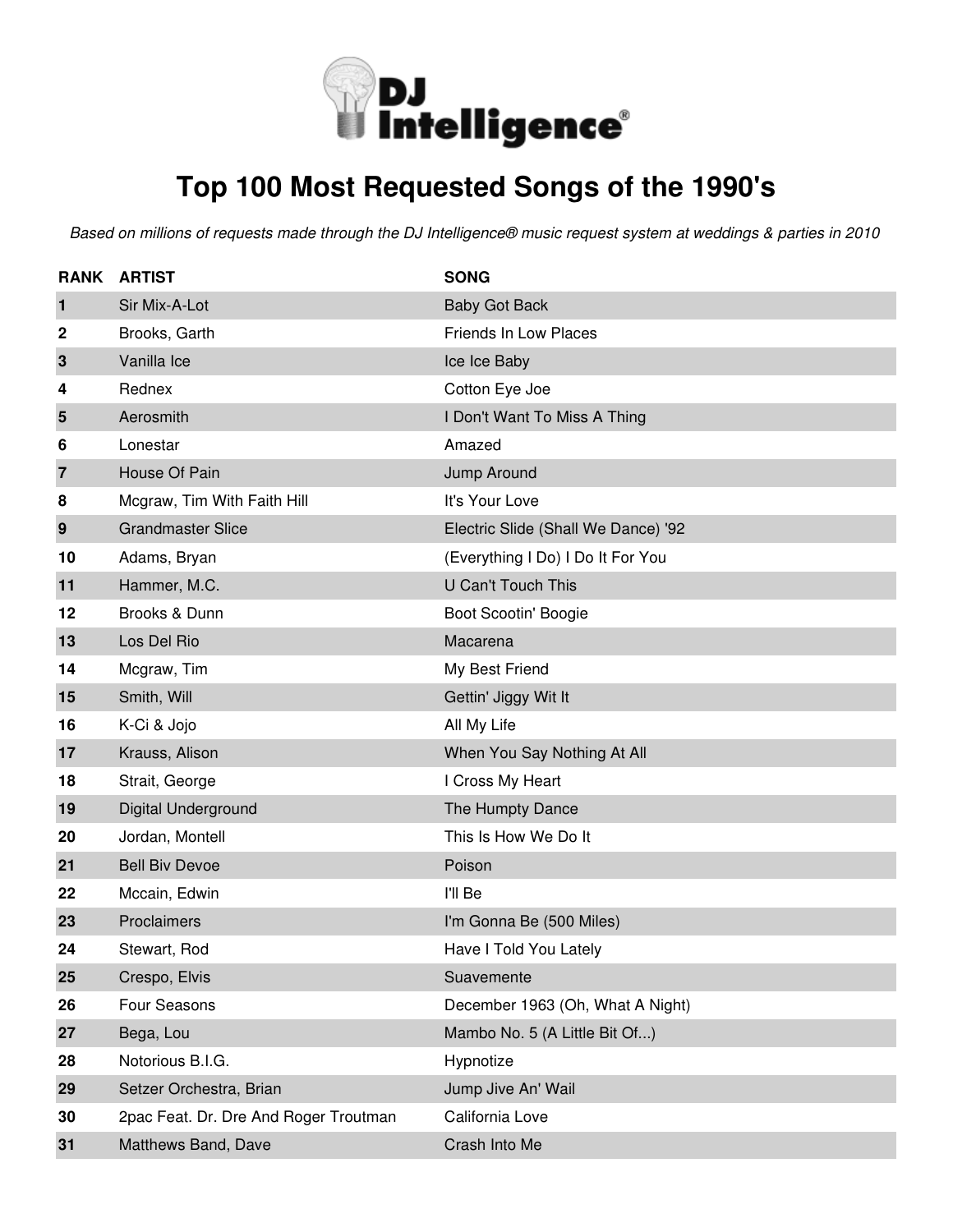# Top 100 Most Requested Songs of the 1990's

*Based on millions of requests made through the DJ Intelligence® music request system at weddings & parties in 2010*

| RANK | ARTIST | SONG |
|---|---|---|
| 1 | Sir Mix-A-Lot | Baby Got Back |
| 2 | Brooks, Garth | Friends In Low Places |
| 3 | Vanilla Ice | Ice Ice Baby |
| 4 | Rednex | Cotton Eye Joe |
| 5 | Aerosmith | I Don't Want To Miss A Thing |
| 6 | Lonestar | Amazed |
| 7 | House Of Pain | Jump Around |
| 8 | Mcgraw, Tim With Faith Hill | It's Your Love |
| 9 | Grandmaster Slice | Electric Slide (Shall We Dance) '92 |
| 10 | Adams, Bryan | (Everything I Do) I Do It For You |
| 11 | Hammer, M.C. | U Can't Touch This |
| 12 | Brooks & Dunn | Boot Scootin' Boogie |
| 13 | Los Del Rio | Macarena |
| 14 | Mcgraw, Tim | My Best Friend |
| 15 | Smith, Will | Gettin' Jiggy Wit It |
| 16 | K-Ci & Jojo | All My Life |
| 17 | Krauss, Alison | When You Say Nothing At All |
| 18 | Strait, George | I Cross My Heart |
| 19 | Digital Underground | The Humpty Dance |
| 20 | Jordan, Montell | This Is How We Do It |
| 21 | Bell Biv Devoe | Poison |
| 22 | Mccain, Edwin | I'll Be |
| 23 | Proclaimers | I'm Gonna Be (500 Miles) |
| 24 | Stewart, Rod | Have I Told You Lately |
| 25 | Crespo, Elvis | Suavemente |
| 26 | Four Seasons | December 1963 (Oh, What A Night) |
| 27 | Bega, Lou | Mambo No. 5 (A Little Bit Of...) |
| 28 | Notorious B.I.G. | Hypnotize |
| 29 | Setzer Orchestra, Brian | Jump Jive An' Wail |
| 30 | 2pac Feat. Dr. Dre And Roger Troutman | California Love |
| 31 | Matthews Band, Dave | Crash Into Me |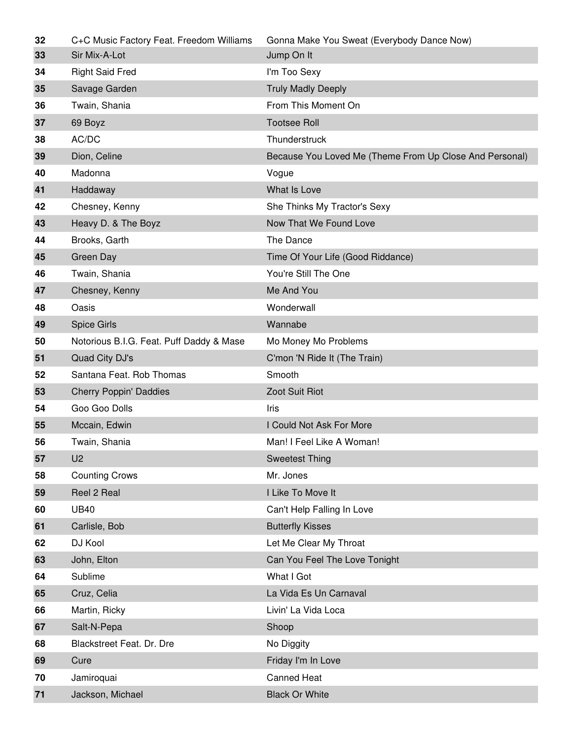| | | |
|---|---|---|
| **32** | C+C Music Factory Feat. Freedom Williams | Gonna Make You Sweat (Everybody Dance Now) |
| **33** | Sir Mix-A-Lot | Jump On It |
| **34** | Right Said Fred | I'm Too Sexy |
| **35** | Savage Garden | Truly Madly Deeply |
| **36** | Twain, Shania | From This Moment On |
| **37** | 69 Boyz | Tootsee Roll |
| **38** | AC/DC | Thunderstruck |
| **39** | Dion, Celine | Because You Loved Me (Theme From Up Close And Personal) |
| **40** | Madonna | Vogue |
| **41** | Haddaway | What Is Love |
| **42** | Chesney, Kenny | She Thinks My Tractor's Sexy |
| **43** | Heavy D. & The Boyz | Now That We Found Love |
| **44** | Brooks, Garth | The Dance |
| **45** | Green Day | Time Of Your Life (Good Riddance) |
| **46** | Twain, Shania | You're Still The One |
| **47** | Chesney, Kenny | Me And You |
| **48** | Oasis | Wonderwall |
| **49** | Spice Girls | Wannabe |
| **50** | Notorious B.I.G. Feat. Puff Daddy & Mase | Mo Money Mo Problems |
| **51** | Quad City DJ's | C'mon 'N Ride It (The Train) |
| **52** | Santana Feat. Rob Thomas | Smooth |
| **53** | Cherry Poppin' Daddies | Zoot Suit Riot |
| **54** | Goo Goo Dolls | Iris |
| **55** | Mccain, Edwin | I Could Not Ask For More |
| **56** | Twain, Shania | Man! I Feel Like A Woman! |
| **57** | U2 | Sweetest Thing |
| **58** | Counting Crows | Mr. Jones |
| **59** | Reel 2 Real | I Like To Move It |
| **60** | UB40 | Can't Help Falling In Love |
| **61** | Carlisle, Bob | Butterfly Kisses |
| **62** | DJ Kool | Let Me Clear My Throat |
| **63** | John, Elton | Can You Feel The Love Tonight |
| **64** | Sublime | What I Got |
| **65** | Cruz, Celia | La Vida Es Un Carnaval |
| **66** | Martin, Ricky | Livin' La Vida Loca |
| **67** | Salt-N-Pepa | Shoop |
| **68** | Blackstreet Feat. Dr. Dre | No Diggity |
| **69** | Cure | Friday I'm In Love |
| **70** | Jamiroquai | Canned Heat |
| **71** | Jackson, Michael | Black Or White |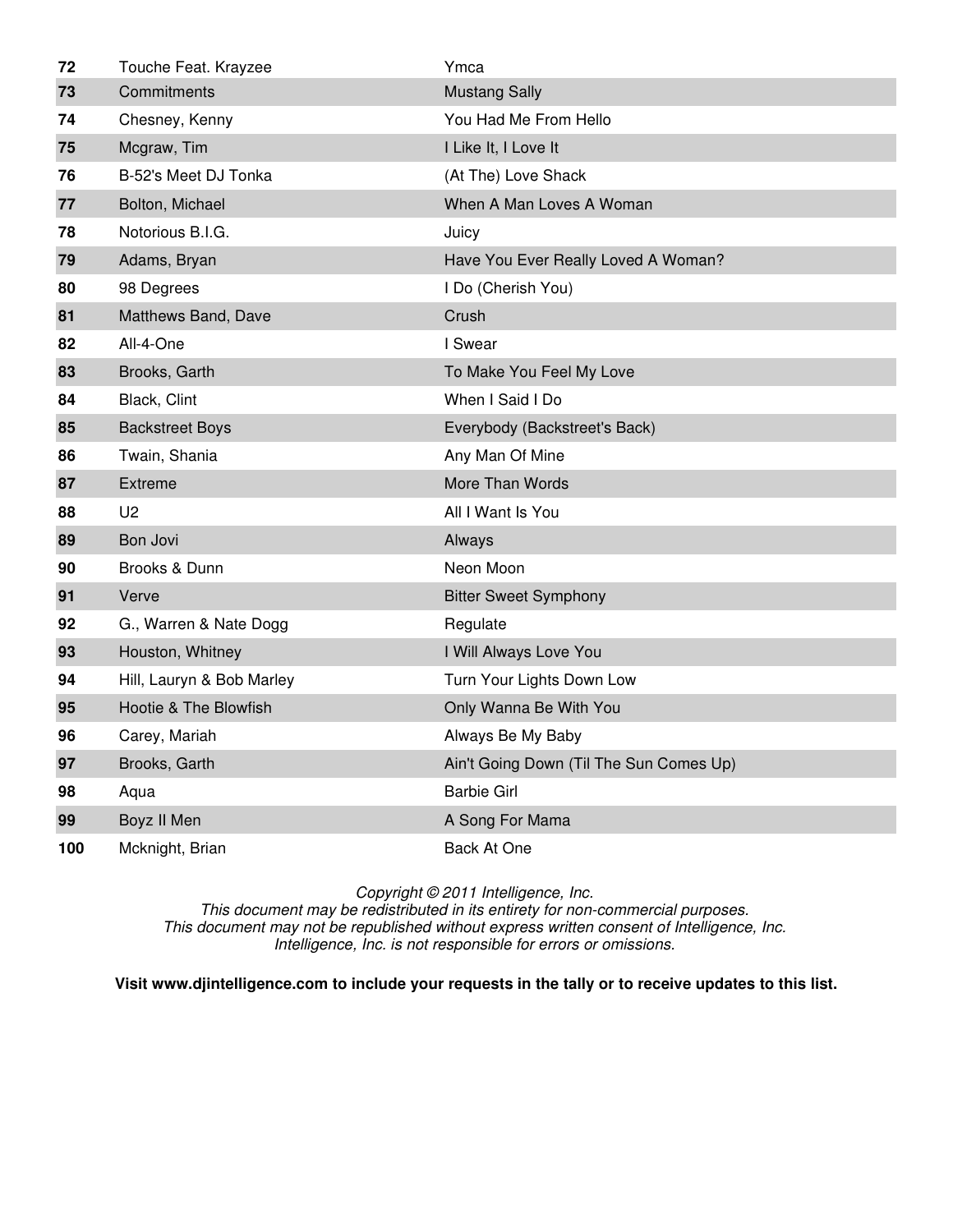| | | |
|---|---|---|
| **72** | Touche Feat. Krayzee | Ymca |
| **73** | Commitments | Mustang Sally |
| **74** | Chesney, Kenny | You Had Me From Hello |
| **75** | Mcgraw, Tim | I Like It, I Love It |
| **76** | B-52's Meet DJ Tonka | (At The) Love Shack |
| **77** | Bolton, Michael | When A Man Loves A Woman |
| **78** | Notorious B.I.G. | Juicy |
| **79** | Adams, Bryan | Have You Ever Really Loved A Woman? |
| **80** | 98 Degrees | I Do (Cherish You) |
| **81** | Matthews Band, Dave | Crush |
| **82** | All-4-One | I Swear |
| **83** | Brooks, Garth | To Make You Feel My Love |
| **84** | Black, Clint | When I Said I Do |
| **85** | Backstreet Boys | Everybody (Backstreet's Back) |
| **86** | Twain, Shania | Any Man Of Mine |
| **87** | Extreme | More Than Words |
| **88** | U2 | All I Want Is You |
| **89** | Bon Jovi | Always |
| **90** | Brooks & Dunn | Neon Moon |
| **91** | Verve | Bitter Sweet Symphony |
| **92** | G., Warren & Nate Dogg | Regulate |
| **93** | Houston, Whitney | I Will Always Love You |
| **94** | Hill, Lauryn & Bob Marley | Turn Your Lights Down Low |
| **95** | Hootie & The Blowfish | Only Wanna Be With You |
| **96** | Carey, Mariah | Always Be My Baby |
| **97** | Brooks, Garth | Ain't Going Down (Til The Sun Comes Up) |
| **98** | Aqua | Barbie Girl |
| **99** | Boyz II Men | A Song For Mama |
| **100** | Mcknight, Brian | Back At One |

*Copyright © 2011 Intelligence, Inc.*
*This document may be redistributed in its entirety for non-commercial purposes.*
*This document may not be republished without express written consent of Intelligence, Inc.*
*Intelligence, Inc. is not responsible for errors or omissions.*

**Visit www.djintelligence.com to include your requests in the tally or to receive updates to this list.**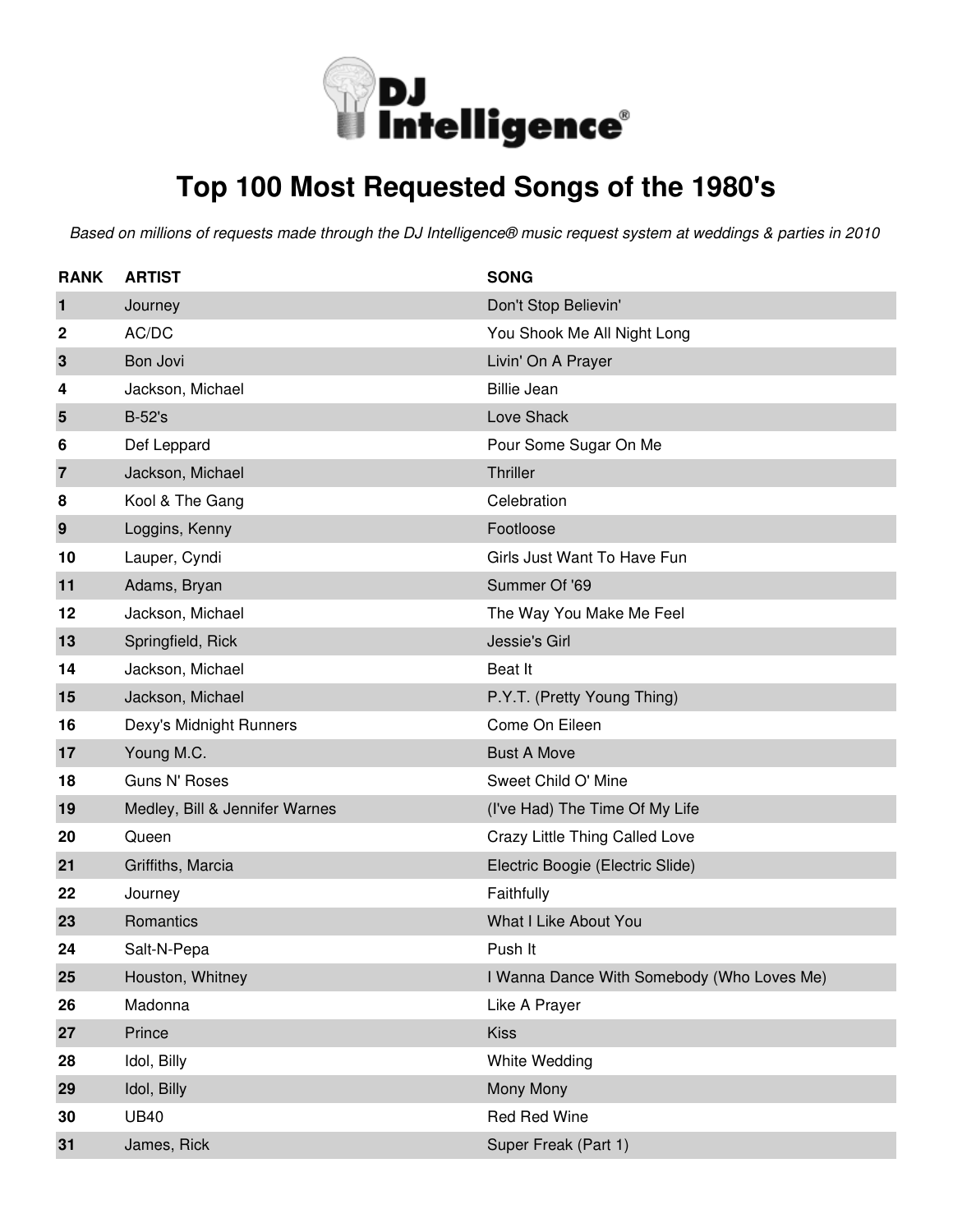# Top 100 Most Requested Songs of the 1980's

*Based on millions of requests made through the DJ Intelligence® music request system at weddings & parties in 2010*

| RANK | ARTIST | SONG |
|---|---|---|
| 1 | Journey | Don't Stop Believin' |
| 2 | AC/DC | You Shook Me All Night Long |
| 3 | Bon Jovi | Livin' On A Prayer |
| 4 | Jackson, Michael | Billie Jean |
| 5 | B-52's | Love Shack |
| 6 | Def Leppard | Pour Some Sugar On Me |
| 7 | Jackson, Michael | Thriller |
| 8 | Kool & The Gang | Celebration |
| 9 | Loggins, Kenny | Footloose |
| 10 | Lauper, Cyndi | Girls Just Want To Have Fun |
| 11 | Adams, Bryan | Summer Of '69 |
| 12 | Jackson, Michael | The Way You Make Me Feel |
| 13 | Springfield, Rick | Jessie's Girl |
| 14 | Jackson, Michael | Beat It |
| 15 | Jackson, Michael | P.Y.T. (Pretty Young Thing) |
| 16 | Dexy's Midnight Runners | Come On Eileen |
| 17 | Young M.C. | Bust A Move |
| 18 | Guns N' Roses | Sweet Child O' Mine |
| 19 | Medley, Bill & Jennifer Warnes | (I've Had) The Time Of My Life |
| 20 | Queen | Crazy Little Thing Called Love |
| 21 | Griffiths, Marcia | Electric Boogie (Electric Slide) |
| 22 | Journey | Faithfully |
| 23 | Romantics | What I Like About You |
| 24 | Salt-N-Pepa | Push It |
| 25 | Houston, Whitney | I Wanna Dance With Somebody (Who Loves Me) |
| 26 | Madonna | Like A Prayer |
| 27 | Prince | Kiss |
| 28 | Idol, Billy | White Wedding |
| 29 | Idol, Billy | Mony Mony |
| 30 | UB40 | Red Red Wine |
| 31 | James, Rick | Super Freak (Part 1) |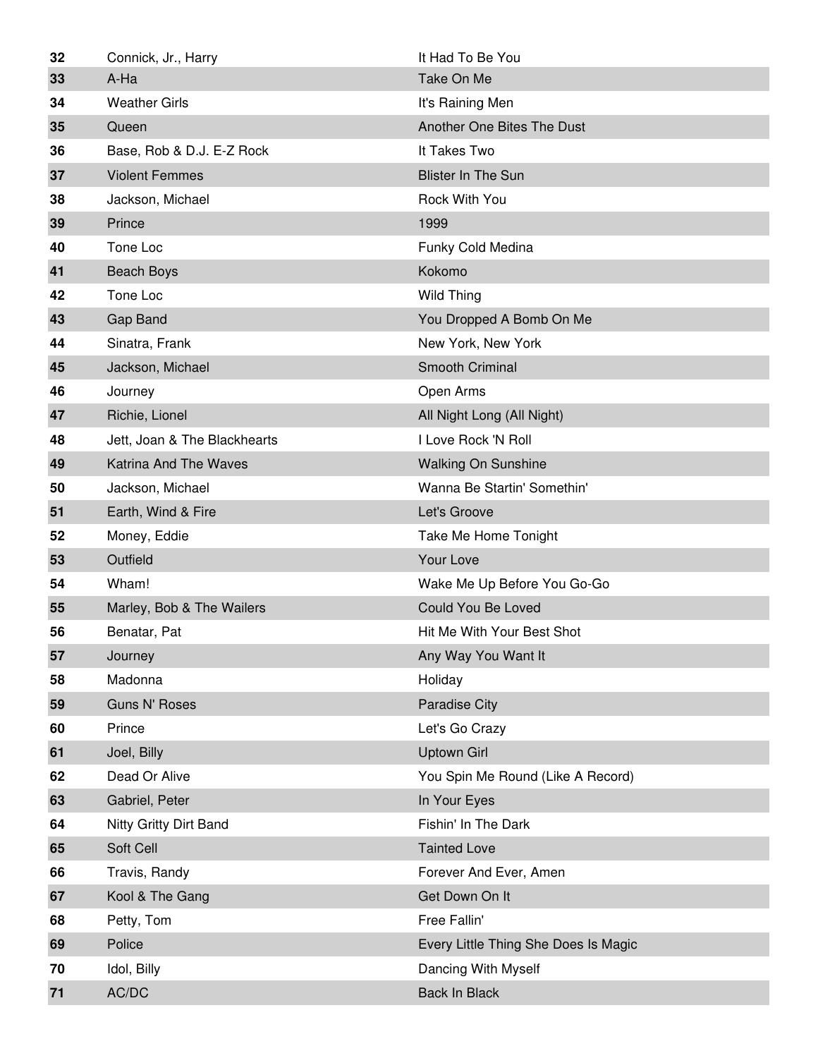| | | |
|---|---|---|
| **32** | Connick, Jr., Harry | It Had To Be You |
| **33** | A-Ha | Take On Me |
| **34** | Weather Girls | It's Raining Men |
| **35** | Queen | Another One Bites The Dust |
| **36** | Base, Rob & D.J. E-Z Rock | It Takes Two |
| **37** | Violent Femmes | Blister In The Sun |
| **38** | Jackson, Michael | Rock With You |
| **39** | Prince | 1999 |
| **40** | Tone Loc | Funky Cold Medina |
| **41** | Beach Boys | Kokomo |
| **42** | Tone Loc | Wild Thing |
| **43** | Gap Band | You Dropped A Bomb On Me |
| **44** | Sinatra, Frank | New York, New York |
| **45** | Jackson, Michael | Smooth Criminal |
| **46** | Journey | Open Arms |
| **47** | Richie, Lionel | All Night Long (All Night) |
| **48** | Jett, Joan & The Blackhearts | I Love Rock 'N Roll |
| **49** | Katrina And The Waves | Walking On Sunshine |
| **50** | Jackson, Michael | Wanna Be Startin' Somethin' |
| **51** | Earth, Wind & Fire | Let's Groove |
| **52** | Money, Eddie | Take Me Home Tonight |
| **53** | Outfield | Your Love |
| **54** | Wham! | Wake Me Up Before You Go-Go |
| **55** | Marley, Bob & The Wailers | Could You Be Loved |
| **56** | Benatar, Pat | Hit Me With Your Best Shot |
| **57** | Journey | Any Way You Want It |
| **58** | Madonna | Holiday |
| **59** | Guns N' Roses | Paradise City |
| **60** | Prince | Let's Go Crazy |
| **61** | Joel, Billy | Uptown Girl |
| **62** | Dead Or Alive | You Spin Me Round (Like A Record) |
| **63** | Gabriel, Peter | In Your Eyes |
| **64** | Nitty Gritty Dirt Band | Fishin' In The Dark |
| **65** | Soft Cell | Tainted Love |
| **66** | Travis, Randy | Forever And Ever, Amen |
| **67** | Kool & The Gang | Get Down On It |
| **68** | Petty, Tom | Free Fallin' |
| **69** | Police | Every Little Thing She Does Is Magic |
| **70** | Idol, Billy | Dancing With Myself |
| **71** | AC/DC | Back In Black |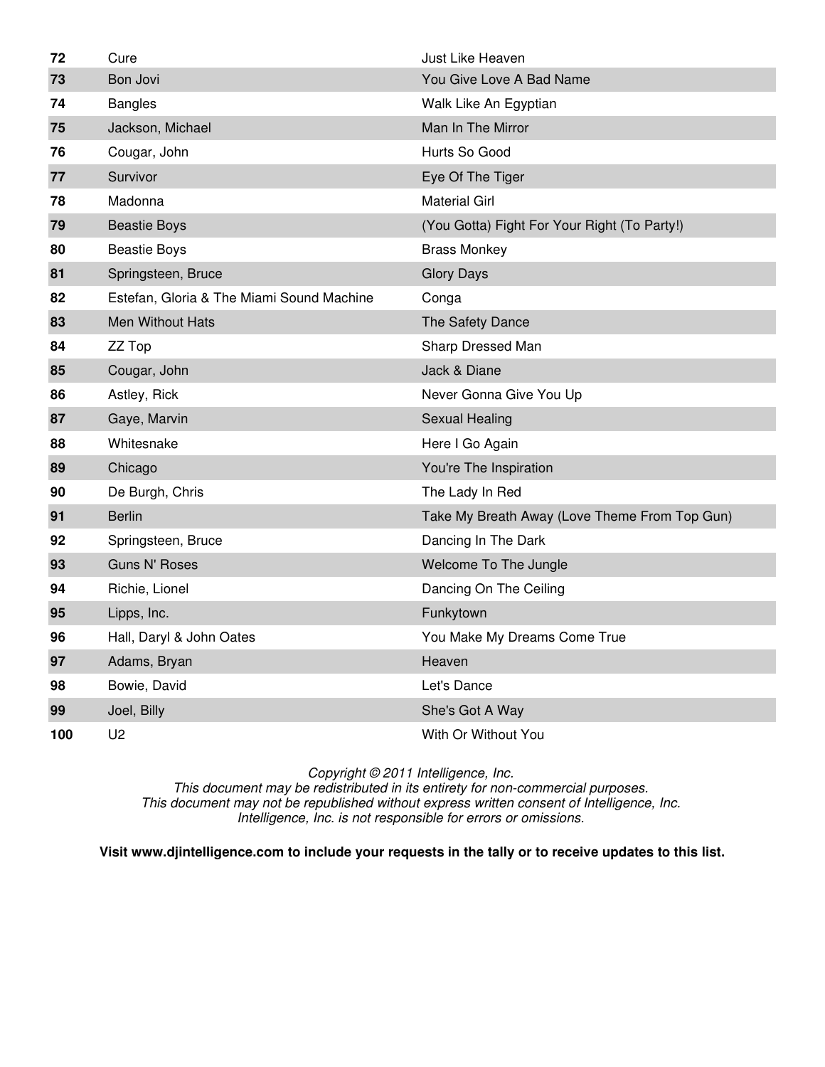| | | |
|---|---|---|
| **72** | Cure | Just Like Heaven |
| **73** | Bon Jovi | You Give Love A Bad Name |
| **74** | Bangles | Walk Like An Egyptian |
| **75** | Jackson, Michael | Man In The Mirror |
| **76** | Cougar, John | Hurts So Good |
| **77** | Survivor | Eye Of The Tiger |
| **78** | Madonna | Material Girl |
| **79** | Beastie Boys | (You Gotta) Fight For Your Right (To Party!) |
| **80** | Beastie Boys | Brass Monkey |
| **81** | Springsteen, Bruce | Glory Days |
| **82** | Estefan, Gloria & The Miami Sound Machine | Conga |
| **83** | Men Without Hats | The Safety Dance |
| **84** | ZZ Top | Sharp Dressed Man |
| **85** | Cougar, John | Jack & Diane |
| **86** | Astley, Rick | Never Gonna Give You Up |
| **87** | Gaye, Marvin | Sexual Healing |
| **88** | Whitesnake | Here I Go Again |
| **89** | Chicago | You're The Inspiration |
| **90** | De Burgh, Chris | The Lady In Red |
| **91** | Berlin | Take My Breath Away (Love Theme From Top Gun) |
| **92** | Springsteen, Bruce | Dancing In The Dark |
| **93** | Guns N' Roses | Welcome To The Jungle |
| **94** | Richie, Lionel | Dancing On The Ceiling |
| **95** | Lipps, Inc. | Funkytown |
| **96** | Hall, Daryl & John Oates | You Make My Dreams Come True |
| **97** | Adams, Bryan | Heaven |
| **98** | Bowie, David | Let's Dance |
| **99** | Joel, Billy | She's Got A Way |
| **100** | U2 | With Or Without You |

*Copyright © 2011 Intelligence, Inc.*
*This document may be redistributed in its entirety for non-commercial purposes.*
*This document may not be republished without express written consent of Intelligence, Inc.*
*Intelligence, Inc. is not responsible for errors or omissions.*

**Visit www.djintelligence.com to include your requests in the tally or to receive updates to this list.**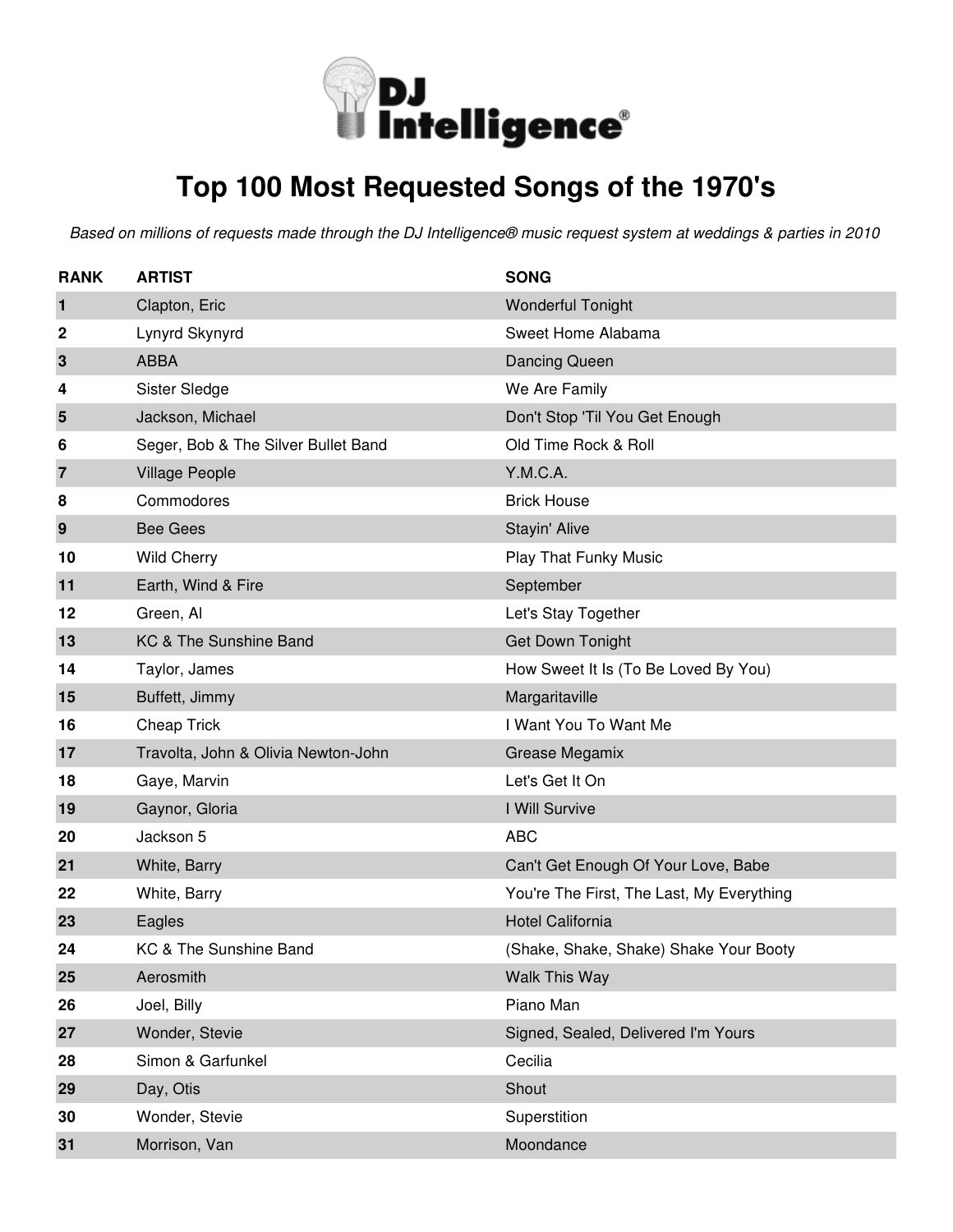# Top 100 Most Requested Songs of the 1970's

*Based on millions of requests made through the DJ Intelligence® music request system at weddings & parties in 2010*

| RANK | ARTIST | SONG |
| --- | --- | --- |
| 1 | Clapton, Eric | Wonderful Tonight |
| 2 | Lynyrd Skynyrd | Sweet Home Alabama |
| 3 | ABBA | Dancing Queen |
| 4 | Sister Sledge | We Are Family |
| 5 | Jackson, Michael | Don't Stop 'Til You Get Enough |
| 6 | Seger, Bob & The Silver Bullet Band | Old Time Rock & Roll |
| 7 | Village People | Y.M.C.A. |
| 8 | Commodores | Brick House |
| 9 | Bee Gees | Stayin' Alive |
| 10 | Wild Cherry | Play That Funky Music |
| 11 | Earth, Wind & Fire | September |
| 12 | Green, Al | Let's Stay Together |
| 13 | KC & The Sunshine Band | Get Down Tonight |
| 14 | Taylor, James | How Sweet It Is (To Be Loved By You) |
| 15 | Buffett, Jimmy | Margaritaville |
| 16 | Cheap Trick | I Want You To Want Me |
| 17 | Travolta, John & Olivia Newton-John | Grease Megamix |
| 18 | Gaye, Marvin | Let's Get It On |
| 19 | Gaynor, Gloria | I Will Survive |
| 20 | Jackson 5 | ABC |
| 21 | White, Barry | Can't Get Enough Of Your Love, Babe |
| 22 | White, Barry | You're The First, The Last, My Everything |
| 23 | Eagles | Hotel California |
| 24 | KC & The Sunshine Band | (Shake, Shake, Shake) Shake Your Booty |
| 25 | Aerosmith | Walk This Way |
| 26 | Joel, Billy | Piano Man |
| 27 | Wonder, Stevie | Signed, Sealed, Delivered I'm Yours |
| 28 | Simon & Garfunkel | Cecilia |
| 29 | Day, Otis | Shout |
| 30 | Wonder, Stevie | Superstition |
| 31 | Morrison, Van | Moondance |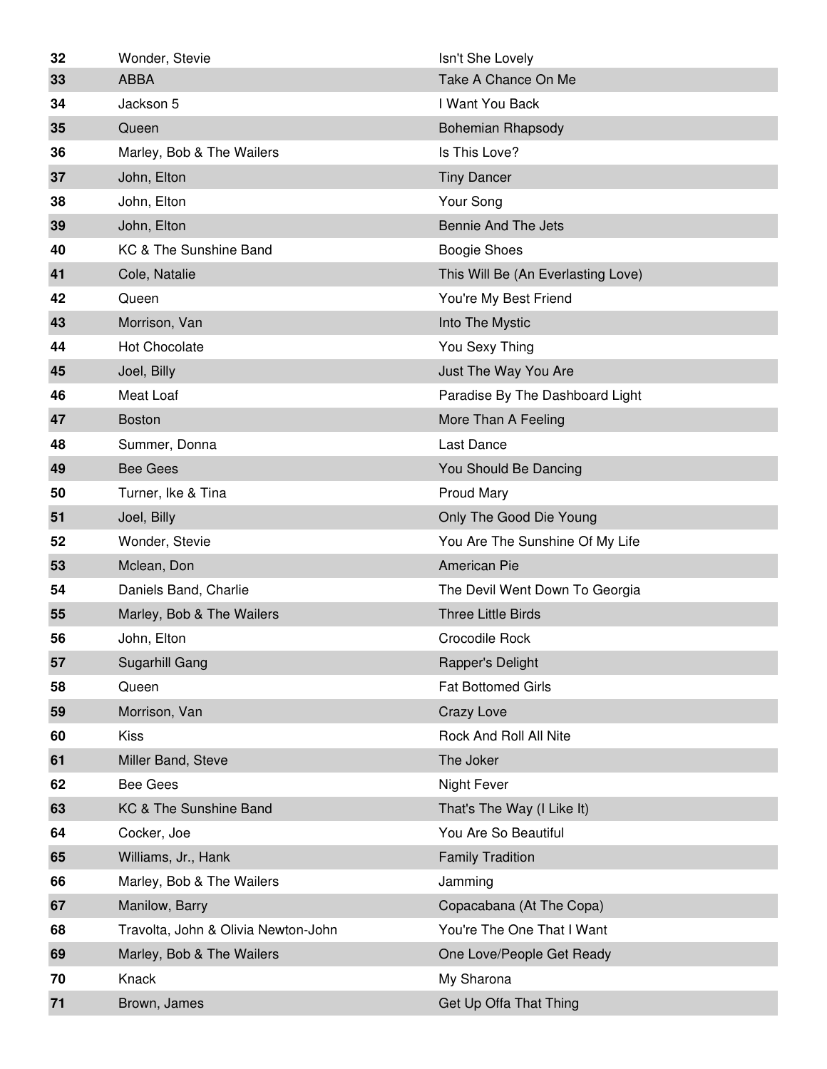| | | |
|---|---|---|
| 32 | Wonder, Stevie | Isn't She Lovely |
| 33 | ABBA | Take A Chance On Me |
| 34 | Jackson 5 | I Want You Back |
| 35 | Queen | Bohemian Rhapsody |
| 36 | Marley, Bob & The Wailers | Is This Love? |
| 37 | John, Elton | Tiny Dancer |
| 38 | John, Elton | Your Song |
| 39 | John, Elton | Bennie And The Jets |
| 40 | KC & The Sunshine Band | Boogie Shoes |
| 41 | Cole, Natalie | This Will Be (An Everlasting Love) |
| 42 | Queen | You're My Best Friend |
| 43 | Morrison, Van | Into The Mystic |
| 44 | Hot Chocolate | You Sexy Thing |
| 45 | Joel, Billy | Just The Way You Are |
| 46 | Meat Loaf | Paradise By The Dashboard Light |
| 47 | Boston | More Than A Feeling |
| 48 | Summer, Donna | Last Dance |
| 49 | Bee Gees | You Should Be Dancing |
| 50 | Turner, Ike & Tina | Proud Mary |
| 51 | Joel, Billy | Only The Good Die Young |
| 52 | Wonder, Stevie | You Are The Sunshine Of My Life |
| 53 | Mclean, Don | American Pie |
| 54 | Daniels Band, Charlie | The Devil Went Down To Georgia |
| 55 | Marley, Bob & The Wailers | Three Little Birds |
| 56 | John, Elton | Crocodile Rock |
| 57 | Sugarhill Gang | Rapper's Delight |
| 58 | Queen | Fat Bottomed Girls |
| 59 | Morrison, Van | Crazy Love |
| 60 | Kiss | Rock And Roll All Nite |
| 61 | Miller Band, Steve | The Joker |
| 62 | Bee Gees | Night Fever |
| 63 | KC & The Sunshine Band | That's The Way (I Like It) |
| 64 | Cocker, Joe | You Are So Beautiful |
| 65 | Williams, Jr., Hank | Family Tradition |
| 66 | Marley, Bob & The Wailers | Jamming |
| 67 | Manilow, Barry | Copacabana (At The Copa) |
| 68 | Travolta, John & Olivia Newton-John | You're The One That I Want |
| 69 | Marley, Bob & The Wailers | One Love/People Get Ready |
| 70 | Knack | My Sharona |
| 71 | Brown, James | Get Up Offa That Thing |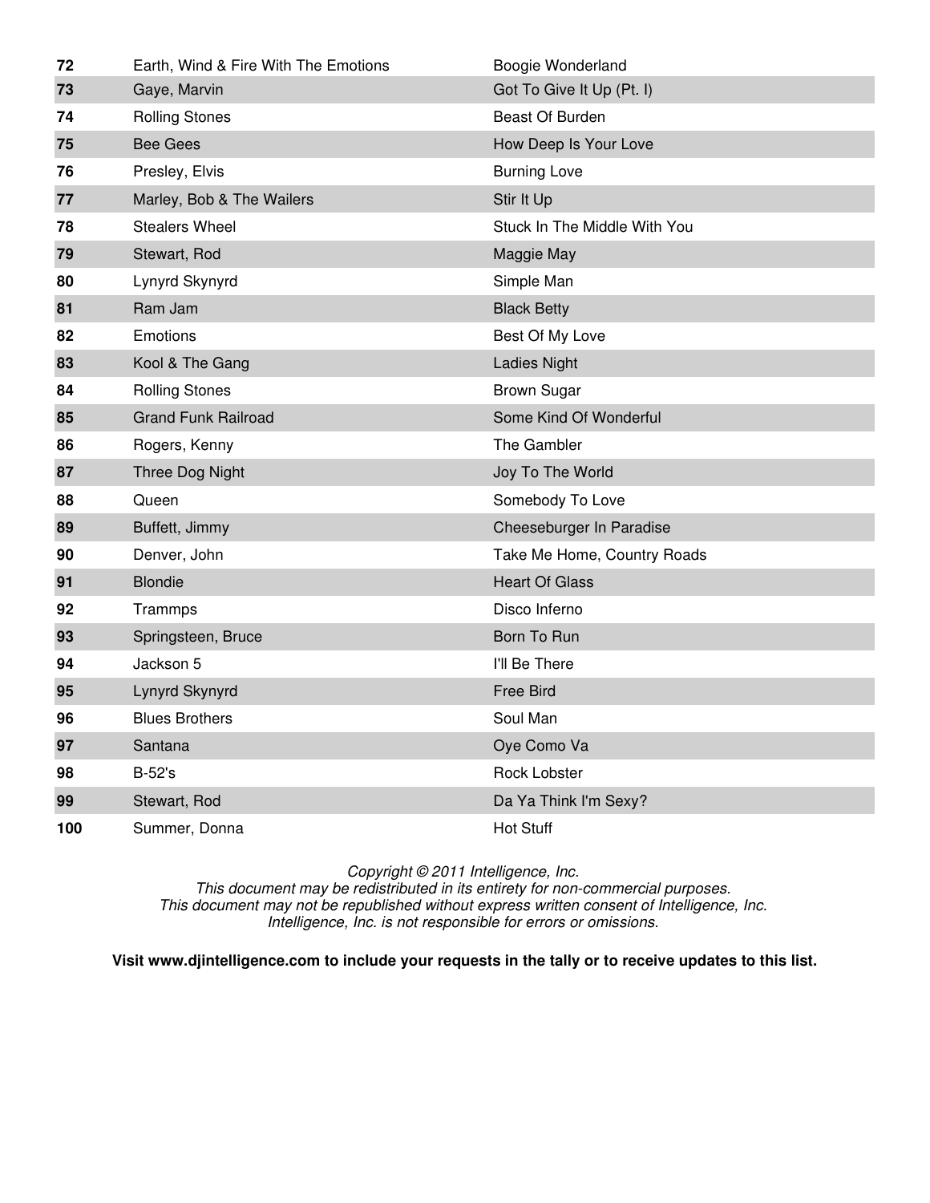| | | |
|---|---|---|
| 72 | Earth, Wind & Fire With The Emotions | Boogie Wonderland |
| 73 | Gaye, Marvin | Got To Give It Up (Pt. I) |
| 74 | Rolling Stones | Beast Of Burden |
| 75 | Bee Gees | How Deep Is Your Love |
| 76 | Presley, Elvis | Burning Love |
| 77 | Marley, Bob & The Wailers | Stir It Up |
| 78 | Stealers Wheel | Stuck In The Middle With You |
| 79 | Stewart, Rod | Maggie May |
| 80 | Lynyrd Skynyrd | Simple Man |
| 81 | Ram Jam | Black Betty |
| 82 | Emotions | Best Of My Love |
| 83 | Kool & The Gang | Ladies Night |
| 84 | Rolling Stones | Brown Sugar |
| 85 | Grand Funk Railroad | Some Kind Of Wonderful |
| 86 | Rogers, Kenny | The Gambler |
| 87 | Three Dog Night | Joy To The World |
| 88 | Queen | Somebody To Love |
| 89 | Buffett, Jimmy | Cheeseburger In Paradise |
| 90 | Denver, John | Take Me Home, Country Roads |
| 91 | Blondie | Heart Of Glass |
| 92 | Trammps | Disco Inferno |
| 93 | Springsteen, Bruce | Born To Run |
| 94 | Jackson 5 | I'll Be There |
| 95 | Lynyrd Skynyrd | Free Bird |
| 96 | Blues Brothers | Soul Man |
| 97 | Santana | Oye Como Va |
| 98 | B-52's | Rock Lobster |
| 99 | Stewart, Rod | Da Ya Think I'm Sexy? |
| 100 | Summer, Donna | Hot Stuff |

*Copyright © 2011 Intelligence, Inc.*
*This document may be redistributed in its entirety for non-commercial purposes.*
*This document may not be republished without express written consent of Intelligence, Inc.*
*Intelligence, Inc. is not responsible for errors or omissions.*

**Visit www.djintelligence.com to include your requests in the tally or to receive updates to this list.**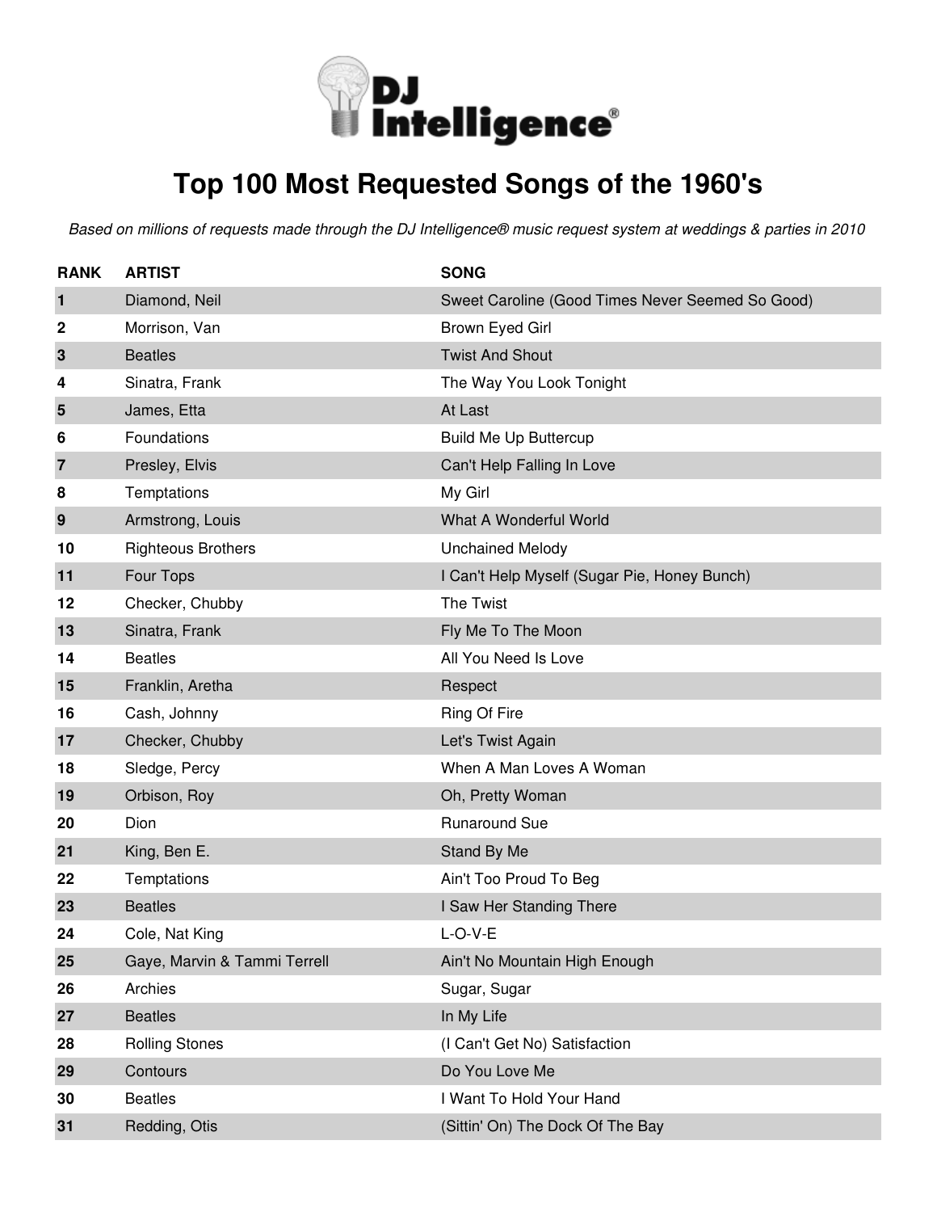# Top 100 Most Requested Songs of the 1960's

*Based on millions of requests made through the DJ Intelligence® music request system at weddings & parties in 2010*

| RANK | ARTIST | SONG |
|---|---|---|
| 1 | Diamond, Neil | Sweet Caroline (Good Times Never Seemed So Good) |
| 2 | Morrison, Van | Brown Eyed Girl |
| 3 | Beatles | Twist And Shout |
| 4 | Sinatra, Frank | The Way You Look Tonight |
| 5 | James, Etta | At Last |
| 6 | Foundations | Build Me Up Buttercup |
| 7 | Presley, Elvis | Can't Help Falling In Love |
| 8 | Temptations | My Girl |
| 9 | Armstrong, Louis | What A Wonderful World |
| 10 | Righteous Brothers | Unchained Melody |
| 11 | Four Tops | I Can't Help Myself (Sugar Pie, Honey Bunch) |
| 12 | Checker, Chubby | The Twist |
| 13 | Sinatra, Frank | Fly Me To The Moon |
| 14 | Beatles | All You Need Is Love |
| 15 | Franklin, Aretha | Respect |
| 16 | Cash, Johnny | Ring Of Fire |
| 17 | Checker, Chubby | Let's Twist Again |
| 18 | Sledge, Percy | When A Man Loves A Woman |
| 19 | Orbison, Roy | Oh, Pretty Woman |
| 20 | Dion | Runaround Sue |
| 21 | King, Ben E. | Stand By Me |
| 22 | Temptations | Ain't Too Proud To Beg |
| 23 | Beatles | I Saw Her Standing There |
| 24 | Cole, Nat King | L-O-V-E |
| 25 | Gaye, Marvin & Tammi Terrell | Ain't No Mountain High Enough |
| 26 | Archies | Sugar, Sugar |
| 27 | Beatles | In My Life |
| 28 | Rolling Stones | (I Can't Get No) Satisfaction |
| 29 | Contours | Do You Love Me |
| 30 | Beatles | I Want To Hold Your Hand |
| 31 | Redding, Otis | (Sittin' On) The Dock Of The Bay |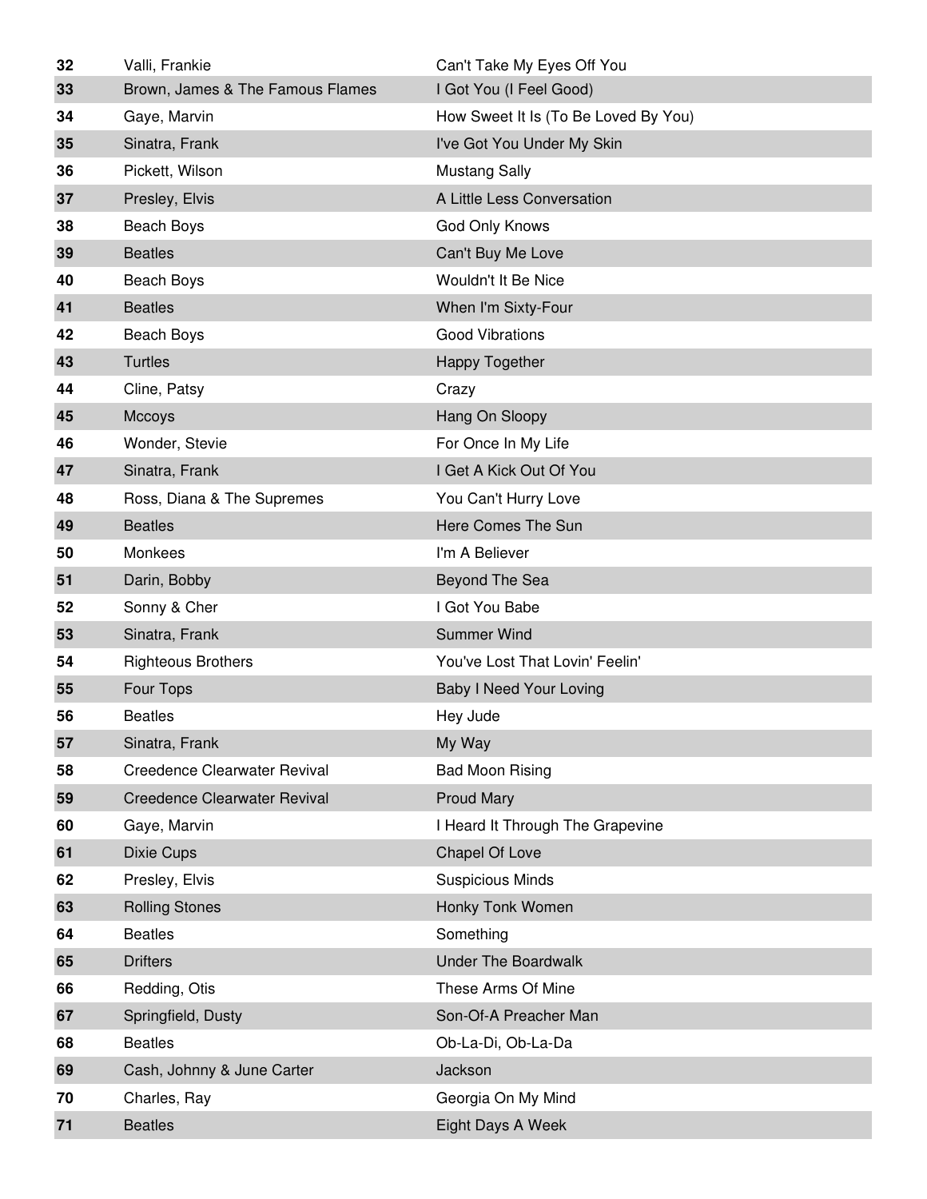| | | |
|---|---|---|
| **32** | Valli, Frankie | Can't Take My Eyes Off You |
| **33** | Brown, James & The Famous Flames | I Got You (I Feel Good) |
| **34** | Gaye, Marvin | How Sweet It Is (To Be Loved By You) |
| **35** | Sinatra, Frank | I've Got You Under My Skin |
| **36** | Pickett, Wilson | Mustang Sally |
| **37** | Presley, Elvis | A Little Less Conversation |
| **38** | Beach Boys | God Only Knows |
| **39** | Beatles | Can't Buy Me Love |
| **40** | Beach Boys | Wouldn't It Be Nice |
| **41** | Beatles | When I'm Sixty-Four |
| **42** | Beach Boys | Good Vibrations |
| **43** | Turtles | Happy Together |
| **44** | Cline, Patsy | Crazy |
| **45** | Mccoys | Hang On Sloopy |
| **46** | Wonder, Stevie | For Once In My Life |
| **47** | Sinatra, Frank | I Get A Kick Out Of You |
| **48** | Ross, Diana & The Supremes | You Can't Hurry Love |
| **49** | Beatles | Here Comes The Sun |
| **50** | Monkees | I'm A Believer |
| **51** | Darin, Bobby | Beyond The Sea |
| **52** | Sonny & Cher | I Got You Babe |
| **53** | Sinatra, Frank | Summer Wind |
| **54** | Righteous Brothers | You've Lost That Lovin' Feelin' |
| **55** | Four Tops | Baby I Need Your Loving |
| **56** | Beatles | Hey Jude |
| **57** | Sinatra, Frank | My Way |
| **58** | Creedence Clearwater Revival | Bad Moon Rising |
| **59** | Creedence Clearwater Revival | Proud Mary |
| **60** | Gaye, Marvin | I Heard It Through The Grapevine |
| **61** | Dixie Cups | Chapel Of Love |
| **62** | Presley, Elvis | Suspicious Minds |
| **63** | Rolling Stones | Honky Tonk Women |
| **64** | Beatles | Something |
| **65** | Drifters | Under The Boardwalk |
| **66** | Redding, Otis | These Arms Of Mine |
| **67** | Springfield, Dusty | Son-Of-A Preacher Man |
| **68** | Beatles | Ob-La-Di, Ob-La-Da |
| **69** | Cash, Johnny & June Carter | Jackson |
| **70** | Charles, Ray | Georgia On My Mind |
| **71** | Beatles | Eight Days A Week |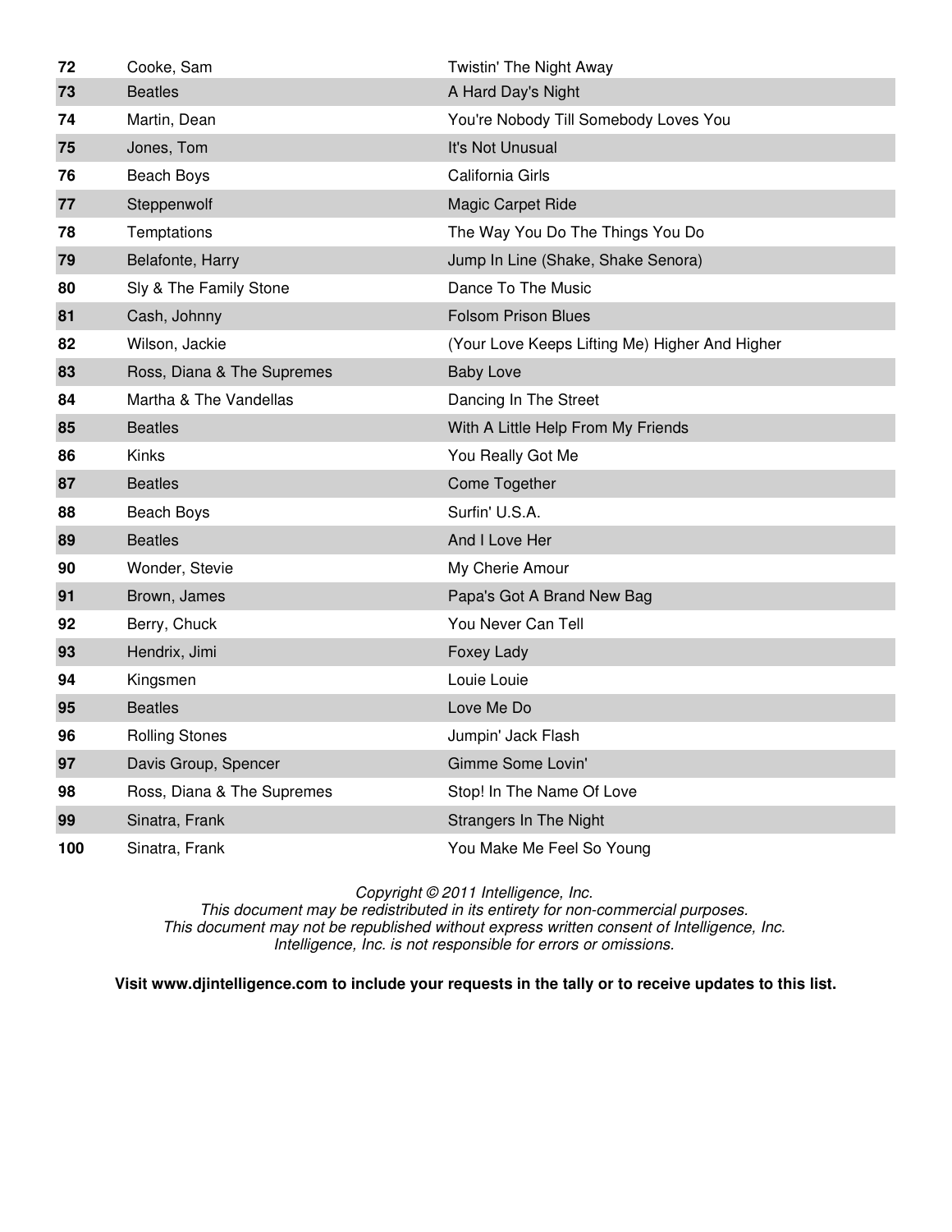| 72 | Cooke, Sam | Twistin' The Night Away |
|---|---|---|
| 73 | Beatles | A Hard Day's Night |
| 74 | Martin, Dean | You're Nobody Till Somebody Loves You |
| 75 | Jones, Tom | It's Not Unusual |
| 76 | Beach Boys | California Girls |
| 77 | Steppenwolf | Magic Carpet Ride |
| 78 | Temptations | The Way You Do The Things You Do |
| 79 | Belafonte, Harry | Jump In Line (Shake, Shake Senora) |
| 80 | Sly & The Family Stone | Dance To The Music |
| 81 | Cash, Johnny | Folsom Prison Blues |
| 82 | Wilson, Jackie | (Your Love Keeps Lifting Me) Higher And Higher |
| 83 | Ross, Diana & The Supremes | Baby Love |
| 84 | Martha & The Vandellas | Dancing In The Street |
| 85 | Beatles | With A Little Help From My Friends |
| 86 | Kinks | You Really Got Me |
| 87 | Beatles | Come Together |
| 88 | Beach Boys | Surfin' U.S.A. |
| 89 | Beatles | And I Love Her |
| 90 | Wonder, Stevie | My Cherie Amour |
| 91 | Brown, James | Papa's Got A Brand New Bag |
| 92 | Berry, Chuck | You Never Can Tell |
| 93 | Hendrix, Jimi | Foxey Lady |
| 94 | Kingsmen | Louie Louie |
| 95 | Beatles | Love Me Do |
| 96 | Rolling Stones | Jumpin' Jack Flash |
| 97 | Davis Group, Spencer | Gimme Some Lovin' |
| 98 | Ross, Diana & The Supremes | Stop! In The Name Of Love |
| 99 | Sinatra, Frank | Strangers In The Night |
| 100 | Sinatra, Frank | You Make Me Feel So Young |

*Copyright © 2011 Intelligence, Inc.*
*This document may be redistributed in its entirety for non-commercial purposes.*
*This document may not be republished without express written consent of Intelligence, Inc.*
*Intelligence, Inc. is not responsible for errors or omissions.*

**Visit www.djintelligence.com to include your requests in the tally or to receive updates to this list.**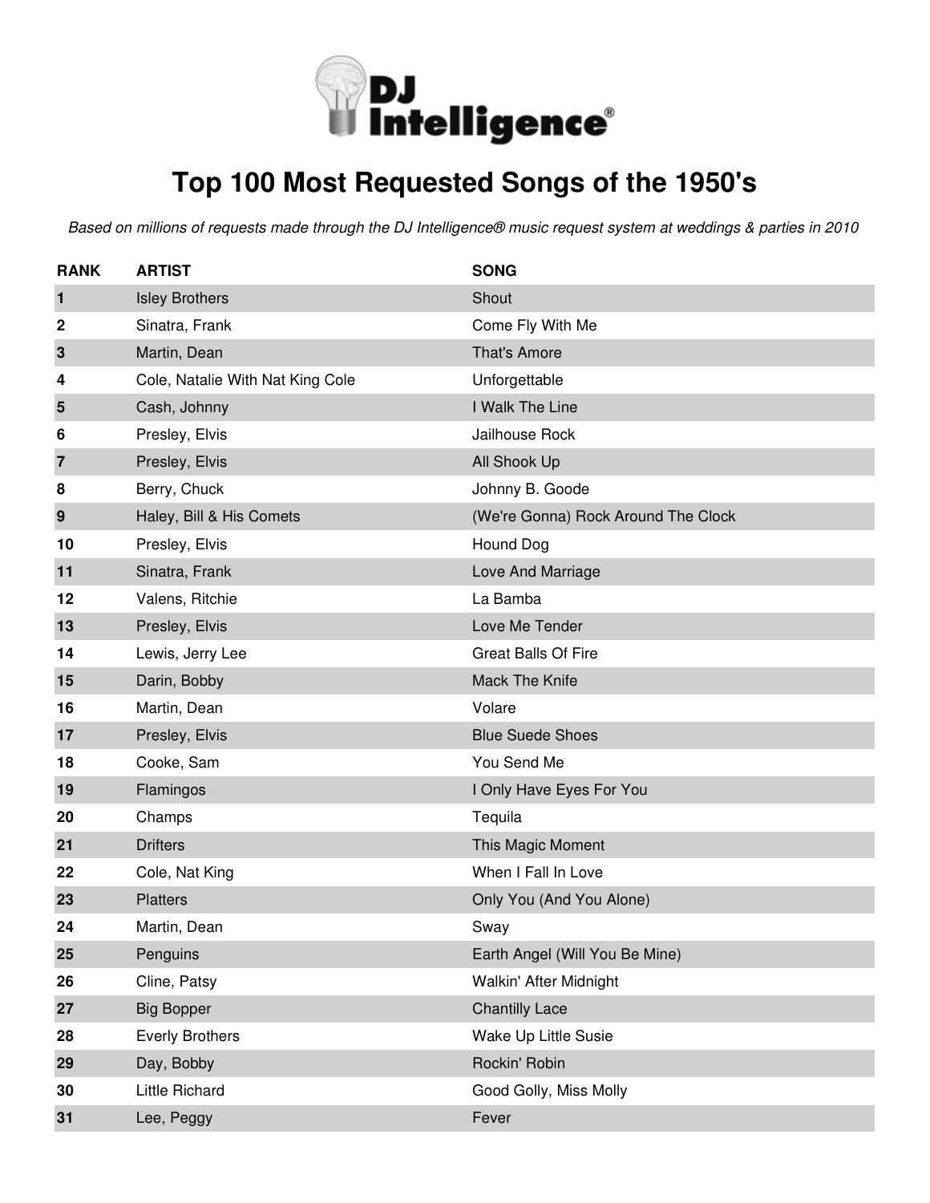DJ Intelligence®

# Top 100 Most Requested Songs of the 1950's

*Based on millions of requests made through the DJ Intelligence® music request system at weddings & parties in 2010*

| RANK | ARTIST | SONG |
|---|---|---|
| 1 | Isley Brothers | Shout |
| 2 | Sinatra, Frank | Come Fly With Me |
| 3 | Martin, Dean | That's Amore |
| 4 | Cole, Natalie With Nat King Cole | Unforgettable |
| 5 | Cash, Johnny | I Walk The Line |
| 6 | Presley, Elvis | Jailhouse Rock |
| 7 | Presley, Elvis | All Shook Up |
| 8 | Berry, Chuck | Johnny B. Goode |
| 9 | Haley, Bill & His Comets | (We're Gonna) Rock Around The Clock |
| 10 | Presley, Elvis | Hound Dog |
| 11 | Sinatra, Frank | Love And Marriage |
| 12 | Valens, Ritchie | La Bamba |
| 13 | Presley, Elvis | Love Me Tender |
| 14 | Lewis, Jerry Lee | Great Balls Of Fire |
| 15 | Darin, Bobby | Mack The Knife |
| 16 | Martin, Dean | Volare |
| 17 | Presley, Elvis | Blue Suede Shoes |
| 18 | Cooke, Sam | You Send Me |
| 19 | Flamingos | I Only Have Eyes For You |
| 20 | Champs | Tequila |
| 21 | Drifters | This Magic Moment |
| 22 | Cole, Nat King | When I Fall In Love |
| 23 | Platters | Only You (And You Alone) |
| 24 | Martin, Dean | Sway |
| 25 | Penguins | Earth Angel (Will You Be Mine) |
| 26 | Cline, Patsy | Walkin' After Midnight |
| 27 | Big Bopper | Chantilly Lace |
| 28 | Everly Brothers | Wake Up Little Susie |
| 29 | Day, Bobby | Rockin' Robin |
| 30 | Little Richard | Good Golly, Miss Molly |
| 31 | Lee, Peggy | Fever |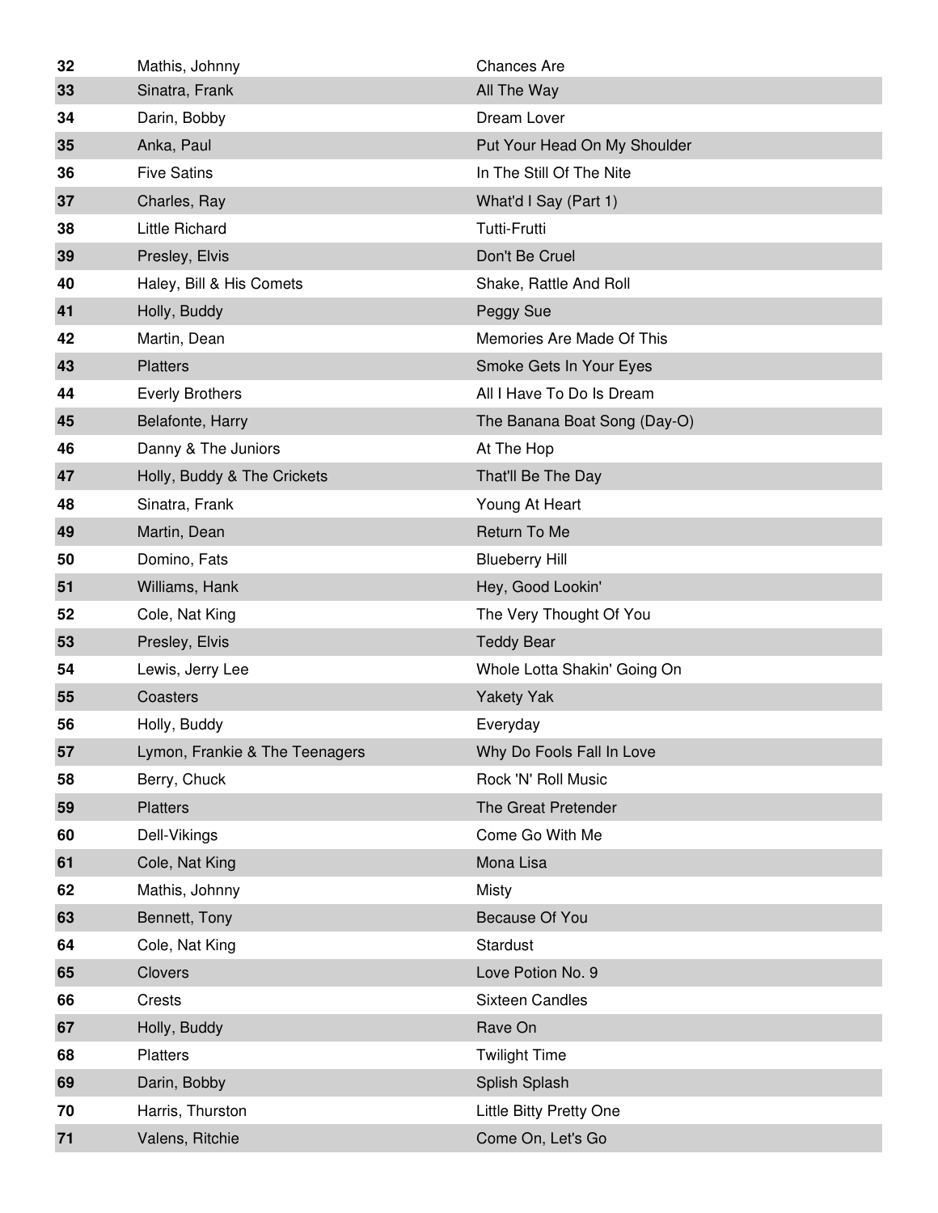| | | |
|---|---|---|
| **32** | Mathis, Johnny | Chances Are |
| **33** | Sinatra, Frank | All The Way |
| **34** | Darin, Bobby | Dream Lover |
| **35** | Anka, Paul | Put Your Head On My Shoulder |
| **36** | Five Satins | In The Still Of The Nite |
| **37** | Charles, Ray | What'd I Say (Part 1) |
| **38** | Little Richard | Tutti-Frutti |
| **39** | Presley, Elvis | Don't Be Cruel |
| **40** | Haley, Bill & His Comets | Shake, Rattle And Roll |
| **41** | Holly, Buddy | Peggy Sue |
| **42** | Martin, Dean | Memories Are Made Of This |
| **43** | Platters | Smoke Gets In Your Eyes |
| **44** | Everly Brothers | All I Have To Do Is Dream |
| **45** | Belafonte, Harry | The Banana Boat Song (Day-O) |
| **46** | Danny & The Juniors | At The Hop |
| **47** | Holly, Buddy & The Crickets | That'll Be The Day |
| **48** | Sinatra, Frank | Young At Heart |
| **49** | Martin, Dean | Return To Me |
| **50** | Domino, Fats | Blueberry Hill |
| **51** | Williams, Hank | Hey, Good Lookin' |
| **52** | Cole, Nat King | The Very Thought Of You |
| **53** | Presley, Elvis | Teddy Bear |
| **54** | Lewis, Jerry Lee | Whole Lotta Shakin' Going On |
| **55** | Coasters | Yakety Yak |
| **56** | Holly, Buddy | Everyday |
| **57** | Lymon, Frankie & The Teenagers | Why Do Fools Fall In Love |
| **58** | Berry, Chuck | Rock 'N' Roll Music |
| **59** | Platters | The Great Pretender |
| **60** | Dell-Vikings | Come Go With Me |
| **61** | Cole, Nat King | Mona Lisa |
| **62** | Mathis, Johnny | Misty |
| **63** | Bennett, Tony | Because Of You |
| **64** | Cole, Nat King | Stardust |
| **65** | Clovers | Love Potion No. 9 |
| **66** | Crests | Sixteen Candles |
| **67** | Holly, Buddy | Rave On |
| **68** | Platters | Twilight Time |
| **69** | Darin, Bobby | Splish Splash |
| **70** | Harris, Thurston | Little Bitty Pretty One |
| **71** | Valens, Ritchie | Come On, Let's Go |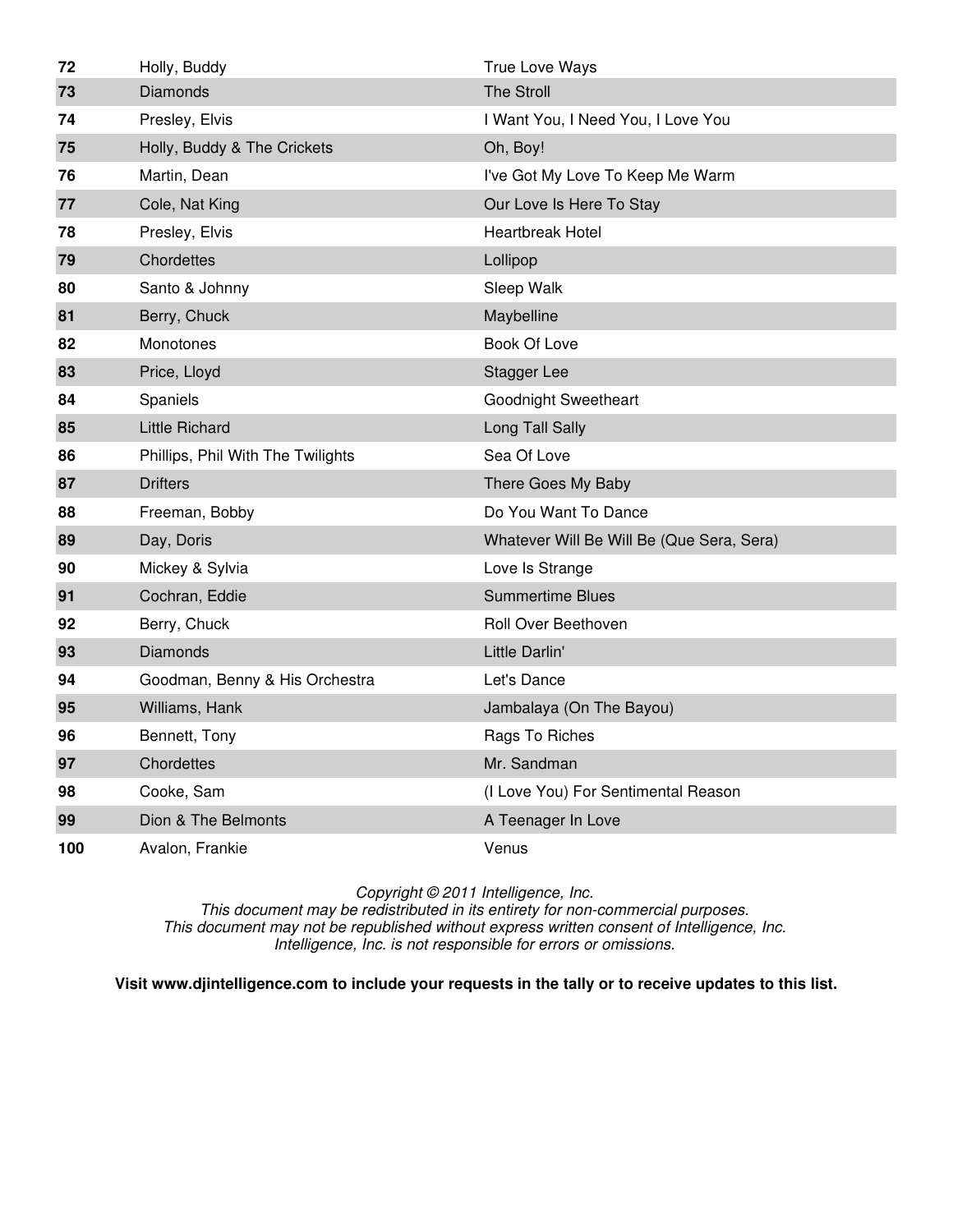| | | |
|---|---|---|
| **72** | Holly, Buddy | True Love Ways |
| **73** | Diamonds | The Stroll |
| **74** | Presley, Elvis | I Want You, I Need You, I Love You |
| **75** | Holly, Buddy & The Crickets | Oh, Boy! |
| **76** | Martin, Dean | I've Got My Love To Keep Me Warm |
| **77** | Cole, Nat King | Our Love Is Here To Stay |
| **78** | Presley, Elvis | Heartbreak Hotel |
| **79** | Chordettes | Lollipop |
| **80** | Santo & Johnny | Sleep Walk |
| **81** | Berry, Chuck | Maybelline |
| **82** | Monotones | Book Of Love |
| **83** | Price, Lloyd | Stagger Lee |
| **84** | Spaniels | Goodnight Sweetheart |
| **85** | Little Richard | Long Tall Sally |
| **86** | Phillips, Phil With The Twilights | Sea Of Love |
| **87** | Drifters | There Goes My Baby |
| **88** | Freeman, Bobby | Do You Want To Dance |
| **89** | Day, Doris | Whatever Will Be Will Be (Que Sera, Sera) |
| **90** | Mickey & Sylvia | Love Is Strange |
| **91** | Cochran, Eddie | Summertime Blues |
| **92** | Berry, Chuck | Roll Over Beethoven |
| **93** | Diamonds | Little Darlin' |
| **94** | Goodman, Benny & His Orchestra | Let's Dance |
| **95** | Williams, Hank | Jambalaya (On The Bayou) |
| **96** | Bennett, Tony | Rags To Riches |
| **97** | Chordettes | Mr. Sandman |
| **98** | Cooke, Sam | (I Love You) For Sentimental Reason |
| **99** | Dion & The Belmonts | A Teenager In Love |
| **100** | Avalon, Frankie | Venus |

*Copyright © 2011 Intelligence, Inc.*
*This document may be redistributed in its entirety for non-commercial purposes.*
*This document may not be republished without express written consent of Intelligence, Inc.*
*Intelligence, Inc. is not responsible for errors or omissions.*

**Visit www.djintelligence.com to include your requests in the tally or to receive updates to this list.**